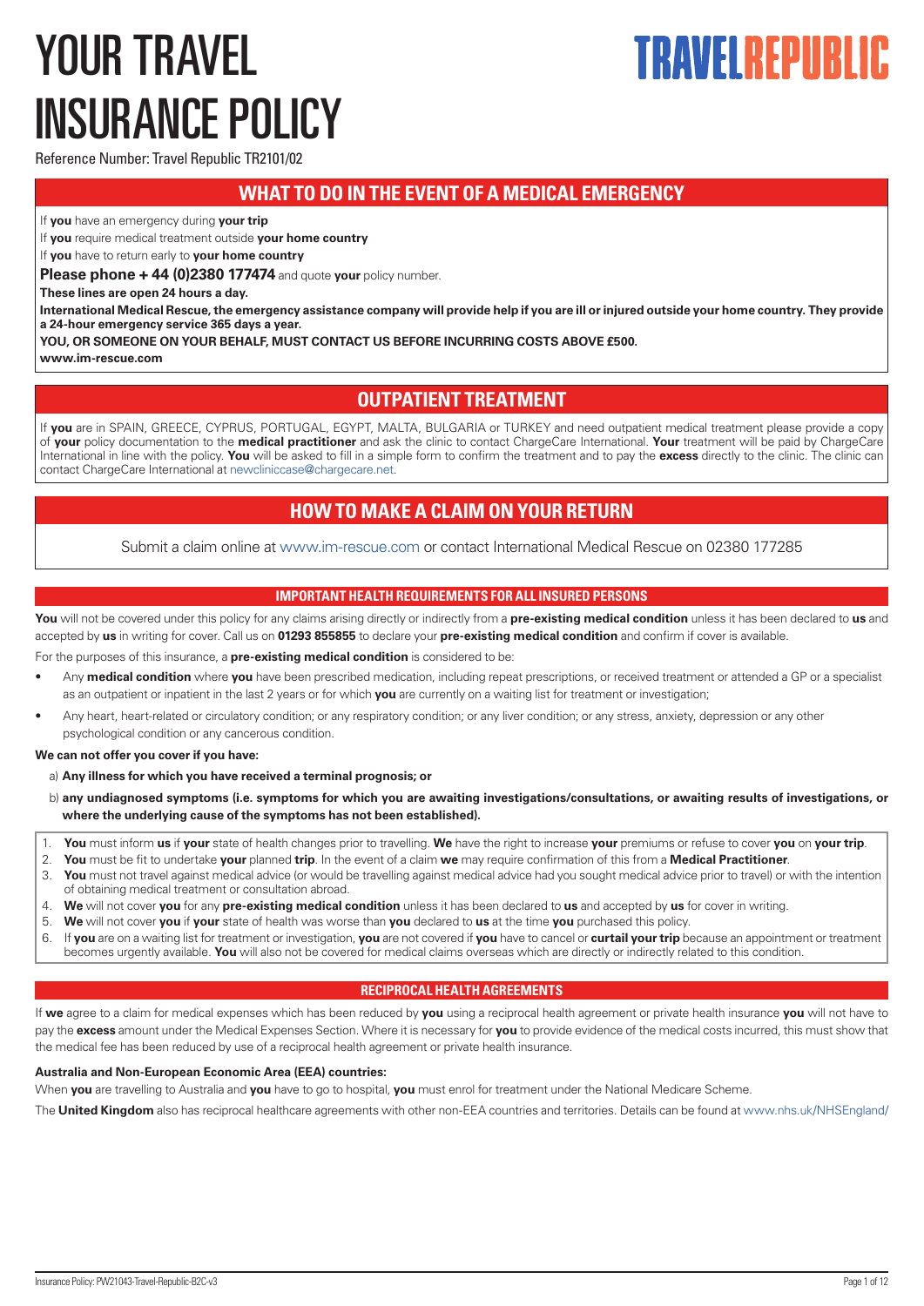# YOUR TRAVEL INSURANCE POLICY

**TRAVELREPUBLIC**

Reference Number: Travel Republic TR2101/02

## WHAT TO DO IN THE EVENT OF A MEDICAL EMERGENCY

If **you** have an emergency during **your trip**

If **you** require medical treatment outside **your home country**

If **you** have to return early to **your home country**

**Please phone + 44 (0)2380 177474** and quote **your** policy number.

**These lines are open 24 hours a day.**

**International Medical Rescue, the emergency assistance company will provide help if you are ill or injured outside your home country. They provide a 24-hour emergency service 365 days a year.**

**YOU, OR SOMEONE ON YOUR BEHALF, MUST CONTACT US BEFORE INCURRING COSTS ABOVE £500.**

**www.im-rescue.com**

## OUTPATIENT TREATMENT

If **you** are in SPAIN, GREECE, CYPRUS, PORTUGAL, EGYPT, MALTA, BULGARIA or TURKEY and need outpatient medical treatment please provide a copy of **your** policy documentation to the **medical practitioner** and ask the clinic to contact ChargeCare International. **Your** treatment will be paid by ChargeCare International in line with the policy. **You** will be asked to fill in a simple form to confirm the treatment and to pay the **excess** directly to the clinic. The clinic can contact ChargeCare International at newcliniccase@chargecare.net.

## HOW TO MAKE A CLAIM ON YOUR RETURN

Submit a claim online at www.im-rescue.com or contact International Medical Rescue on 02380 177285

### IMPORTANT HEALTH REQUIREMENTS FOR ALL INSURED PERSONS

**You** will not be covered under this policy for any claims arising directly or indirectly from a **pre-existing medical condition** unless it has been declared to **us** and accepted by **us** in writing for cover. Call us on **01293 855855** to declare your **pre-existing medical condition** and confirm if cover is available.

For the purposes of this insurance, a **pre-existing medical condition** is considered to be:

- Any **medical condition** where **you** have been prescribed medication, including repeat prescriptions, or received treatment or attended a GP or a specialist as an outpatient or inpatient in the last 2 years or for which **you** are currently on a waiting list for treatment or investigation;
- Any heart, heart-related or circulatory condition; or any respiratory condition; or any liver condition; or any stress, anxiety, depression or any other psychological condition or any cancerous condition.

**We can not offer you cover if you have:**

a) **Any illness for which you have received a terminal prognosis; or**

b) **any undiagnosed symptoms (i.e. symptoms for which you are awaiting investigations/consultations, or awaiting results of investigations, or where the underlying cause of the symptoms has not been established).**

1. **You** must inform **us** if **your** state of health changes prior to travelling. **We** have the right to increase **your** premiums or refuse to cover **you** on **your trip**.
2. **You** must be fit to undertake **your** planned **trip**. In the event of a claim **we** may require confirmation of this from a **Medical Practitioner**.
3. **You** must not travel against medical advice (or would be travelling against medical advice had you sought medical advice prior to travel) or with the intention of obtaining medical treatment or consultation abroad.
4. **We** will not cover **you** for any **pre-existing medical condition** unless it has been declared to **us** and accepted by **us** for cover in writing.
5. **We** will not cover **you** if **your** state of health was worse than **you** declared to **us** at the time **you** purchased this policy.
6. If **you** are on a waiting list for treatment or investigation, **you** are not covered if **you** have to cancel or **curtail your trip** because an appointment or treatment becomes urgently available. **You** will also not be covered for medical claims overseas which are directly or indirectly related to this condition.

### RECIPROCAL HEALTH AGREEMENTS

If **we** agree to a claim for medical expenses which has been reduced by **you** using a reciprocal health agreement or private health insurance **you** will not have to pay the **excess** amount under the Medical Expenses Section. Where it is necessary for **you** to provide evidence of the medical costs incurred, this must show that the medical fee has been reduced by use of a reciprocal health agreement or private health insurance.

**Australia and Non-European Economic Area (EEA) countries:**

When **you** are travelling to Australia and **you** have to go to hospital, **you** must enrol for treatment under the National Medicare Scheme.

The **United Kingdom** also has reciprocal healthcare agreements with other non-EEA countries and territories. Details can be found at www.nhs.uk/NHSEngland/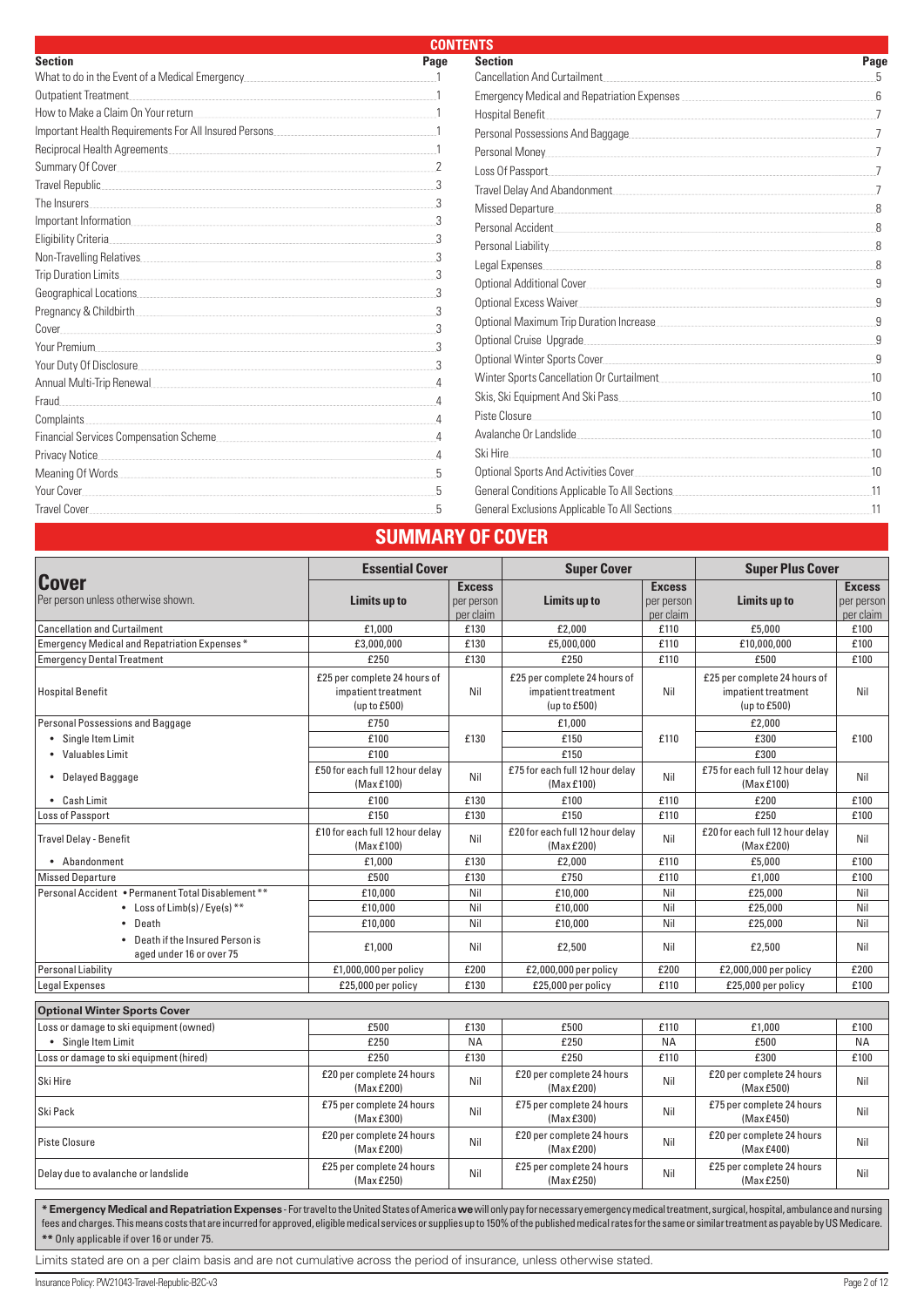## CONTENTS

| Section | Page |
|---|---|
| What to do in the Event of a Medical Emergency | 1 |
| Outpatient Treatment | 1 |
| How to Make a Claim On Your return | 1 |
| Important Health Requirements For All Insured Persons | 1 |
| Reciprocal Health Agreements | 1 |
| Summary Of Cover | 2 |
| Travel Republic | 3 |
| The Insurers | 3 |
| Important Information | 3 |
| Eligibility Criteria | 3 |
| Non-Travelling Relatives | 3 |
| Trip Duration Limits | 3 |
| Geographical Locations | 3 |
| Pregnancy & Childbirth | 3 |
| Cover | 3 |
| Your Premium | 3 |
| Your Duty Of Disclosure | 3 |
| Annual Multi-Trip Renewal | 4 |
| Fraud | 4 |
| Complaints | 4 |
| Financial Services Compensation Scheme | 4 |
| Privacy Notice | 4 |
| Meaning Of Words | 5 |
| Your Cover | 5 |
| Travel Cover | 5 |
| Cancellation And Curtailment | 5 |
| Emergency Medical and Repatriation Expenses | 6 |
| Hospital Benefit | 7 |
| Personal Possessions And Baggage | 7 |
| Personal Money | 7 |
| Loss Of Passport | 7 |
| Travel Delay And Abandonment | 7 |
| Missed Departure | 8 |
| Personal Accident | 8 |
| Personal Liability | 8 |
| Legal Expenses | 8 |
| Optional Additional Cover | 9 |
| Optional Excess Waiver | 9 |
| Optional Maximum Trip Duration Increase | 9 |
| Optional Cruise Upgrade | 9 |
| Optional Winter Sports Cover | 9 |
| Winter Sports Cancellation Or Curtailment | 10 |
| Skis, Ski Equipment And Ski Pass | 10 |
| Piste Closure | 10 |
| Avalanche Or Landslide | 10 |
| Ski Hire | 10 |
| Optional Sports And Activities Cover | 10 |
| General Conditions Applicable To All Sections | 11 |
| General Exclusions Applicable To All Sections | 11 |

## SUMMARY OF COVER

| **Cover** Per person unless otherwise shown. | **Essential Cover** | | **Super Cover** | | **Super Plus Cover** | |
|---|---|---|---|---|---|---|
| | **Limits up to** | **Excess** per person per claim | **Limits up to** | **Excess** per person per claim | **Limits up to** | **Excess** per person per claim |
| Cancellation and Curtailment | £1,000 | £130 | £2,000 | £110 | £5,000 | £100 |
| Emergency Medical and Repatriation Expenses * | £3,000,000 | £130 | £5,000,000 | £110 | £10,000,000 | £100 |
| Emergency Dental Treatment | £250 | £130 | £250 | £110 | £500 | £100 |
| Hospital Benefit | £25 per complete 24 hours of impatient treatment (up to £500) | Nil | £25 per complete 24 hours of impatient treatment (up to £500) | Nil | £25 per complete 24 hours of impatient treatment (up to £500) | Nil |
| Personal Possessions and Baggage | £750 | £130 | £1,000 | £110 | £2,000 | £100 |
| • Single Item Limit | £100 | | £150 | | £300 | |
| • Valuables Limit | £100 | | £150 | | £300 | |
| • Delayed Baggage | £50 for each full 12 hour delay (Max £100) | Nil | £75 for each full 12 hour delay (Max £100) | Nil | £75 for each full 12 hour delay (Max £100) | Nil |
| • Cash Limit | £100 | £130 | £100 | £110 | £200 | £100 |
| Loss of Passport | £150 | £130 | £150 | £110 | £250 | £100 |
| Travel Delay - Benefit | £10 for each full 12 hour delay (Max £100) | Nil | £20 for each full 12 hour delay (Max £200) | Nil | £20 for each full 12 hour delay (Max £200) | Nil |
| • Abandonment | £1,000 | £130 | £2,000 | £110 | £5,000 | £100 |
| Missed Departure | £500 | £130 | £750 | £110 | £1,000 | £100 |
| Personal Accident • Permanent Total Disablement ** | £10,000 | Nil | £10,000 | Nil | £25,000 | Nil |
| • Loss of Limb(s) / Eye(s) ** | £10,000 | Nil | £10,000 | Nil | £25,000 | Nil |
| • Death | £10,000 | Nil | £10,000 | Nil | £25,000 | Nil |
| • Death if the Insured Person is aged under 16 or over 75 | £1,000 | Nil | £2,500 | Nil | £2,500 | Nil |
| Personal Liability | £1,000,000 per policy | £200 | £2,000,000 per policy | £200 | £2,000,000 per policy | £200 |
| Legal Expenses | £25,000 per policy | £130 | £25,000 per policy | £110 | £25,000 per policy | £100 |
| **Optional Winter Sports Cover** | | | | | | |
| Loss or damage to ski equipment (owned) | £500 | £130 | £500 | £110 | £1,000 | £100 |
| • Single Item Limit | £250 | NA | £250 | NA | £500 | NA |
| Loss or damage to ski equipment (hired) | £250 | £130 | £250 | £110 | £300 | £100 |
| Ski Hire | £20 per complete 24 hours (Max £200) | Nil | £20 per complete 24 hours (Max £200) | Nil | £20 per complete 24 hours (Max £500) | Nil |
| Ski Pack | £75 per complete 24 hours (Max £300) | Nil | £75 per complete 24 hours (Max £300) | Nil | £75 per complete 24 hours (Max £450) | Nil |
| Piste Closure | £20 per complete 24 hours (Max £200) | Nil | £20 per complete 24 hours (Max £200) | Nil | £20 per complete 24 hours (Max £400) | Nil |
| Delay due to avalanche or landslide | £25 per complete 24 hours (Max £250) | Nil | £25 per complete 24 hours (Max £250) | Nil | £25 per complete 24 hours (Max £250) | Nil |

**\* Emergency Medical and Repatriation Expenses** - For travel to the United States of America **we** will only pay for necessary emergency medical treatment, surgical, hospital, ambulance and nursing fees and charges. This means costs that are incurred for approved, eligible medical services or supplies up to 150% of the published medical rates for the same or similar treatment as payable by US Medicare.
**\*\*** Only applicable if over 16 or under 75.

Limits stated are on a per claim basis and are not cumulative across the period of insurance, unless otherwise stated.

Insurance Policy: PW21043-Travel-Republic-B2C-v3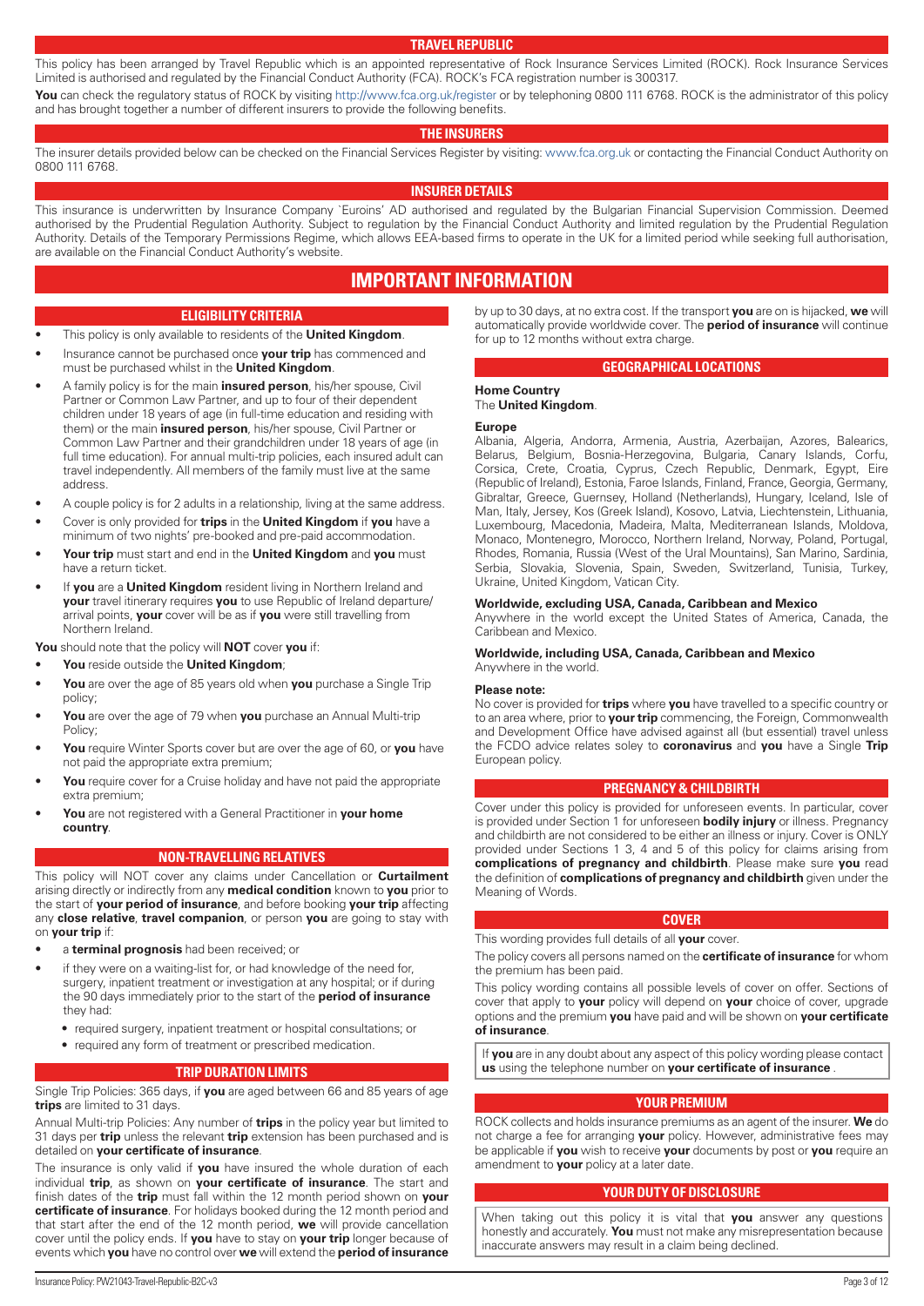## TRAVEL REPUBLIC

This policy has been arranged by Travel Republic which is an appointed representative of Rock Insurance Services Limited (ROCK). Rock Insurance Services Limited is authorised and regulated by the Financial Conduct Authority (FCA). ROCK's FCA registration number is 300317.

**You** can check the regulatory status of ROCK by visiting http://www.fca.org.uk/register or by telephoning 0800 111 6768. ROCK is the administrator of this policy and has brought together a number of different insurers to provide the following benefits.

## THE INSURERS

The insurer details provided below can be checked on the Financial Services Register by visiting: www.fca.org.uk or contacting the Financial Conduct Authority on 0800 111 6768.

## INSURER DETAILS

This insurance is underwritten by Insurance Company `Euroins' AD authorised and regulated by the Bulgarian Financial Supervision Commission. Deemed authorised by the Prudential Regulation Authority. Subject to regulation by the Financial Conduct Authority and limited regulation by the Prudential Regulation Authority. Details of the Temporary Permissions Regime, which allows EEA-based firms to operate in the UK for a limited period while seeking full authorisation, are available on the Financial Conduct Authority's website.

# IMPORTANT INFORMATION

### ELIGIBILITY CRITERIA

- This policy is only available to residents of the **United Kingdom**.
- Insurance cannot be purchased once **your trip** has commenced and must be purchased whilst in the **United Kingdom**.
- A family policy is for the main **insured person**, his/her spouse, Civil Partner or Common Law Partner, and up to four of their dependent children under 18 years of age (in full-time education and residing with them) or the main **insured person**, his/her spouse, Civil Partner or Common Law Partner and their grandchildren under 18 years of age (in full time education). For annual multi-trip policies, each insured adult can travel independently. All members of the family must live at the same address.
- A couple policy is for 2 adults in a relationship, living at the same address.
- Cover is only provided for **trips** in the **United Kingdom** if **you** have a minimum of two nights' pre-booked and pre-paid accommodation.
- **Your trip** must start and end in the **United Kingdom** and **you** must have a return ticket.
- If **you** are a **United Kingdom** resident living in Northern Ireland and **your** travel itinerary requires **you** to use Republic of Ireland departure/arrival points, **your** cover will be as if **you** were still travelling from Northern Ireland.

**You** should note that the policy will **NOT** cover **you** if:

- **You** reside outside the **United Kingdom**;
- **You** are over the age of 85 years old when **you** purchase a Single Trip policy;
- **You** are over the age of 79 when **you** purchase an Annual Multi-trip Policy;
- **You** require Winter Sports cover but are over the age of 60, or **you** have not paid the appropriate extra premium;
- **You** require cover for a Cruise holiday and have not paid the appropriate extra premium;
- **You** are not registered with a General Practitioner in **your home country**.

### NON-TRAVELLING RELATIVES

This policy will NOT cover any claims under Cancellation or **Curtailment** arising directly or indirectly from any **medical condition** known to **you** prior to the start of **your period of insurance**, and before booking **your trip** affecting any **close relative**, **travel companion**, or person **you** are going to stay with on **your trip** if:

- a **terminal prognosis** had been received; or
- if they were on a waiting-list for, or had knowledge of the need for, surgery, inpatient treatment or investigation at any hospital; or if during the 90 days immediately prior to the start of the **period of insurance** they had:
  - required surgery, inpatient treatment or hospital consultations; or
  - required any form of treatment or prescribed medication.

### TRIP DURATION LIMITS

Single Trip Policies: 365 days, if **you** are aged between 66 and 85 years of age **trips** are limited to 31 days.

Annual Multi-trip Policies: Any number of **trips** in the policy year but limited to 31 days per **trip** unless the relevant **trip** extension has been purchased and is detailed on **your certificate of insurance**.

The insurance is only valid if **you** have insured the whole duration of each individual **trip**, as shown on **your certificate of insurance**. The start and finish dates of the **trip** must fall within the 12 month period shown on **your certificate of insurance**. For holidays booked during the 12 month period and that start after the end of the 12 month period, **we** will provide cancellation cover until the policy ends. If **you** have to stay on **your trip** longer because of events which **you** have no control over **we** will extend the **period of insurance** by up to 30 days, at no extra cost. If the transport **you** are on is hijacked, **we** will automatically provide worldwide cover. The **period of insurance** will continue for up to 12 months without extra charge.

### GEOGRAPHICAL LOCATIONS

**Home Country**
The **United Kingdom**.

**Europe**
Albania, Algeria, Andorra, Armenia, Austria, Azerbaijan, Azores, Balearics, Belarus, Belgium, Bosnia-Herzegovina, Bulgaria, Canary Islands, Corfu, Corsica, Crete, Croatia, Cyprus, Czech Republic, Denmark, Egypt, Eire (Republic of Ireland), Estonia, Faroe Islands, Finland, France, Georgia, Germany, Gibraltar, Greece, Guernsey, Holland (Netherlands), Hungary, Iceland, Isle of Man, Italy, Jersey, Kos (Greek Island), Kosovo, Latvia, Liechtenstein, Lithuania, Luxembourg, Macedonia, Madeira, Malta, Mediterranean Islands, Moldova, Monaco, Montenegro, Morocco, Northern Ireland, Norway, Poland, Portugal, Rhodes, Romania, Russia (West of the Ural Mountains), San Marino, Sardinia, Serbia, Slovakia, Slovenia, Spain, Sweden, Switzerland, Tunisia, Turkey, Ukraine, United Kingdom, Vatican City.

**Worldwide, excluding USA, Canada, Caribbean and Mexico**
Anywhere in the world except the United States of America, Canada, the Caribbean and Mexico.

**Worldwide, including USA, Canada, Caribbean and Mexico**
Anywhere in the world.

**Please note:**
No cover is provided for **trips** where **you** have travelled to a specific country or to an area where, prior to **your trip** commencing, the Foreign, Commonwealth and Development Office have advised against all (but essential) travel unless the FCDO advice relates soley to **coronavirus** and **you** have a Single **Trip** European policy.

### PREGNANCY & CHILDBIRTH

Cover under this policy is provided for unforeseen events. In particular, cover is provided under Section 1 for unforeseen **bodily injury** or illness. Pregnancy and childbirth are not considered to be either an illness or injury. Cover is ONLY provided under Sections 1 3, 4 and 5 of this policy for claims arising from **complications of pregnancy and childbirth**. Please make sure **you** read the definition of **complications of pregnancy and childbirth** given under the Meaning of Words.

### COVER

This wording provides full details of all **your** cover.

The policy covers all persons named on the **certificate of insurance** for whom the premium has been paid.

This policy wording contains all possible levels of cover on offer. Sections of cover that apply to **your** policy will depend on **your** choice of cover, upgrade options and the premium **you** have paid and will be shown on **your certificate of insurance**.

If **you** are in any doubt about any aspect of this policy wording please contact **us** using the telephone number on **your certificate of insurance** .

### YOUR PREMIUM

ROCK collects and holds insurance premiums as an agent of the insurer. **We** do not charge a fee for arranging **your** policy. However, administrative fees may be applicable if **you** wish to receive **your** documents by post or **you** require an amendment to **your** policy at a later date.

### YOUR DUTY OF DISCLOSURE

When taking out this policy it is vital that **you** answer any questions honestly and accurately. **You** must not make any misrepresentation because inaccurate answers may result in a claim being declined.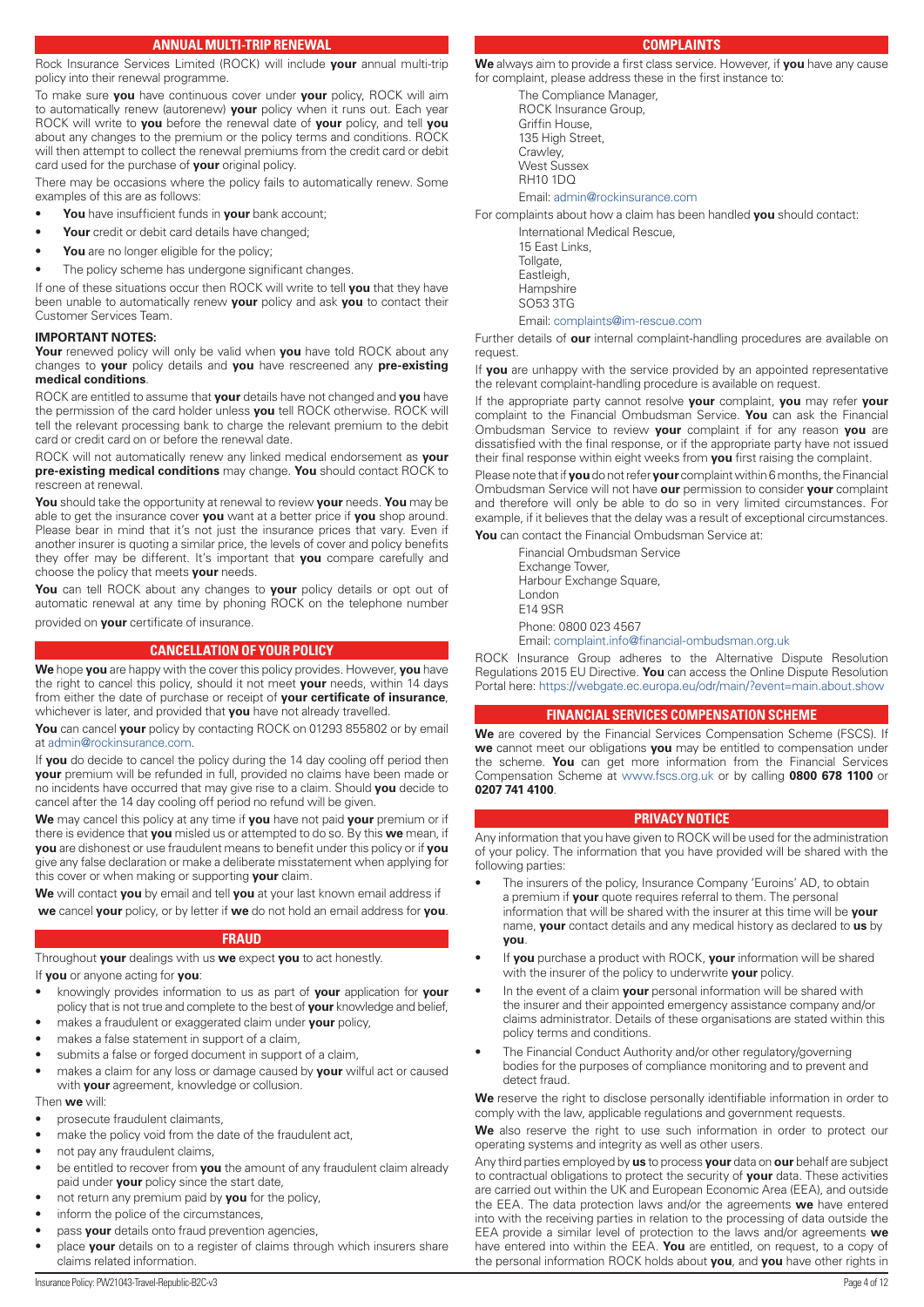## ANNUAL MULTI-TRIP RENEWAL

Rock Insurance Services Limited (ROCK) will include **your** annual multi-trip policy into their renewal programme.

To make sure **you** have continuous cover under **your** policy, ROCK will aim to automatically renew (autorenew) **your** policy when it runs out. Each year ROCK will write to **you** before the renewal date of **your** policy, and tell **you** about any changes to the premium or the policy terms and conditions. ROCK will then attempt to collect the renewal premiums from the credit card or debit card used for the purchase of **your** original policy.

There may be occasions where the policy fails to automatically renew. Some examples of this are as follows:

- **You** have insufficient funds in **your** bank account;
- **Your** credit or debit card details have changed;
- **You** are no longer eligible for the policy;
- The policy scheme has undergone significant changes.

If one of these situations occur then ROCK will write to tell **you** that they have been unable to automatically renew **your** policy and ask **you** to contact their Customer Services Team.

**IMPORTANT NOTES:**

**Your** renewed policy will only be valid when **you** have told ROCK about any changes to **your** policy details and **you** have rescreened any **pre-existing medical conditions**.

ROCK are entitled to assume that **your** details have not changed and **you** have the permission of the card holder unless **you** tell ROCK otherwise. ROCK will tell the relevant processing bank to charge the relevant premium to the debit card or credit card on or before the renewal date.

ROCK will not automatically renew any linked medical endorsement as **your pre-existing medical conditions** may change. **You** should contact ROCK to rescreen at renewal.

**You** should take the opportunity at renewal to review **your** needs. **You** may be able to get the insurance cover **you** want at a better price if **you** shop around. Please bear in mind that it's not just the insurance prices that vary. Even if another insurer is quoting a similar price, the levels of cover and policy benefits they offer may be different. It's important that **you** compare carefully and choose the policy that meets **your** needs.

**You** can tell ROCK about any changes to **your** policy details or opt out of automatic renewal at any time by phoning ROCK on the telephone number provided on **your** certificate of insurance.

## CANCELLATION OF YOUR POLICY

**We** hope **you** are happy with the cover this policy provides. However, **you** have the right to cancel this policy, should it not meet **your** needs, within 14 days from either the date of purchase or receipt of **your certificate of insurance**, whichever is later, and provided that **you** have not already travelled.

**You** can cancel **your** policy by contacting ROCK on 01293 855802 or by email at admin@rockinsurance.com.

If **you** do decide to cancel the policy during the 14 day cooling off period then **your** premium will be refunded in full, provided no claims have been made or no incidents have occurred that may give rise to a claim. Should **you** decide to cancel after the 14 day cooling off period no refund will be given.

**We** may cancel this policy at any time if **you** have not paid **your** premium or if there is evidence that **you** misled us or attempted to do so. By this **we** mean, if **you** are dishonest or use fraudulent means to benefit under this policy or if **you** give any false declaration or make a deliberate misstatement when applying for this cover or when making or supporting **your** claim.

**We** will contact **you** by email and tell **you** at your last known email address if **we** cancel **your** policy, or by letter if **we** do not hold an email address for **you**.

## FRAUD

Throughout **your** dealings with us **we** expect **you** to act honestly.

If **you** or anyone acting for **you**:

- knowingly provides information to us as part of **your** application for **your** policy that is not true and complete to the best of **your** knowledge and belief,
- makes a fraudulent or exaggerated claim under **your** policy,
- makes a false statement in support of a claim,
- submits a false or forged document in support of a claim,
- makes a claim for any loss or damage caused by **your** wilful act or caused with **your** agreement, knowledge or collusion.

Then **we** will:

- prosecute fraudulent claimants,
- make the policy void from the date of the fraudulent act,
- not pay any fraudulent claims,
- be entitled to recover from **you** the amount of any fraudulent claim already paid under **your** policy since the start date,
- not return any premium paid by **you** for the policy,
- inform the police of the circumstances,
- pass **your** details onto fraud prevention agencies,
- place **your** details on to a register of claims through which insurers share claims related information.

## COMPLAINTS

**We** always aim to provide a first class service. However, if **you** have any cause for complaint, please address these in the first instance to:

The Compliance Manager,
ROCK Insurance Group,
Griffin House,
135 High Street,
Crawley,
West Sussex
RH10 1DQ
Email: admin@rockinsurance.com

For complaints about how a claim has been handled **you** should contact:

International Medical Rescue,
15 East Links,
Tollgate,
Eastleigh,
Hampshire
SO53 3TG
Email: complaints@im-rescue.com

Further details of **our** internal complaint-handling procedures are available on request.

If **you** are unhappy with the service provided by an appointed representative the relevant complaint-handling procedure is available on request.

If the appropriate party cannot resolve **your** complaint, **you** may refer **your** complaint to the Financial Ombudsman Service. **You** can ask the Financial Ombudsman Service to review **your** complaint if for any reason **you** are dissatisfied with the final response, or if the appropriate party have not issued their final response within eight weeks from **you** first raising the complaint.

Please note that if **you** do not refer **your** complaint within 6 months, the Financial Ombudsman Service will not have **our** permission to consider **your** complaint and therefore will only be able to do so in very limited circumstances. For example, if it believes that the delay was a result of exceptional circumstances.

**You** can contact the Financial Ombudsman Service at:

Financial Ombudsman Service
Exchange Tower,
Harbour Exchange Square,
London
E14 9SR
Phone: 0800 023 4567
Email: complaint.info@financial-ombudsman.org.uk

ROCK Insurance Group adheres to the Alternative Dispute Resolution Regulations 2015 EU Directive. **You** can access the Online Dispute Resolution Portal here: https://webgate.ec.europa.eu/odr/main/?event=main.about.show

## FINANCIAL SERVICES COMPENSATION SCHEME

**We** are covered by the Financial Services Compensation Scheme (FSCS). If **we** cannot meet our obligations **you** may be entitled to compensation under the scheme. **You** can get more information from the Financial Services Compensation Scheme at www.fscs.org.uk or by calling **0800 678 1100** or **0207 741 4100**.

## PRIVACY NOTICE

Any information that you have given to ROCK will be used for the administration of your policy. The information that you have provided will be shared with the following parties:

- The insurers of the policy, Insurance Company 'Euroins' AD, to obtain a premium if **your** quote requires referral to them. The personal information that will be shared with the insurer at this time will be **your** name, **your** contact details and any medical history as declared to **us** by **you**.
- If **you** purchase a product with ROCK, **your** information will be shared with the insurer of the policy to underwrite **your** policy.
- In the event of a claim **your** personal information will be shared with the insurer and their appointed emergency assistance company and/or claims administrator. Details of these organisations are stated within this policy terms and conditions.
- The Financial Conduct Authority and/or other regulatory/governing bodies for the purposes of compliance monitoring and to prevent and detect fraud.

**We** reserve the right to disclose personally identifiable information in order to comply with the law, applicable regulations and government requests.

**We** also reserve the right to use such information in order to protect our operating systems and integrity as well as other users.

Any third parties employed by **us** to process **your** data on **our** behalf are subject to contractual obligations to protect the security of **your** data. These activities are carried out within the UK and European Economic Area (EEA), and outside the EEA. The data protection laws and/or the agreements **we** have entered into with the receiving parties in relation to the processing of data outside the EEA provide a similar level of protection to the laws and/or agreements **we** have entered into within the EEA. **You** are entitled, on request, to a copy of the personal information ROCK holds about **you**, and **you** have other rights in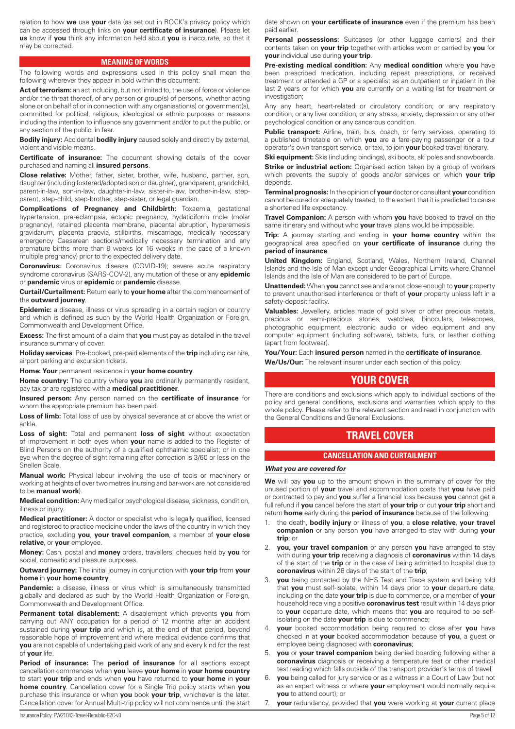relation to how **we** use **your** data (as set out in ROCK's privacy policy which can be accessed through links on **your certificate of insurance**). Please let **us** know if **you** think any information held about **you** is inaccurate, so that it may be corrected.

## MEANING OF WORDS

The following words and expressions used in this policy shall mean the following wherever they appear in bold within this document:

**Act of terrorism:** an act including, but not limited to, the use of force or violence and/or the threat thereof, of any person or group(s) of persons, whether acting alone or on behalf of or in connection with any organisation(s) or government(s), committed for political, religious, ideological or ethnic purposes or reasons including the intention to influence any government and/or to put the public, or any section of the public, in fear.

**Bodily injury:** Accidental **bodily injury** caused solely and directly by external, violent and visible means.

**Certificate of insurance:** The document showing details of the cover purchased and naming all **insured persons**.

**Close relative:** Mother, father, sister, brother, wife, husband, partner, son, daughter (including fostered/adopted son or daughter), grandparent, grandchild, parent-in-law, son-in-law, daughter-in-law, sister-in-law, brother-in-law, step-parent, step-child, step-brother, step-sister, or legal guardian.

**Complications of Pregnancy and Childbirth:** Toxaemia, gestational hypertension, pre-eclampsia, ectopic pregnancy, hydatidiform mole (molar pregnancy), retained placenta membrane, placental abruption, hyperemesis gravidarum, placenta praevia, stillbirths, miscarriage, medically necessary emergency Caesarean sections/medically necessary termination and any premature births more than 8 weeks (or 16 weeks in the case of a known multiple pregnancy) prior to the expected delivery date.

**Coronavirus:** Coronavirus disease (COVID-19); severe acute respiratory syndrome coronavirus (SARS-COV-2), any mutation of these or any **epidemic** or **pandemic** virus or **epidemic** or **pandemic** disease.

**Curtail/Curtailment:** Return early to **your home** after the commencement of the **outward journey**.

**Epidemic:** a disease, illness or virus spreading in a certain region or country and which is defined as such by the World Health Organization or Foreign, Commonwealth and Development Office.

**Excess:** The first amount of a claim that **you** must pay as detailed in the travel insurance summary of cover.

**Holiday services**: Pre-booked, pre-paid elements of the **trip** including car hire, airport parking and excursion tickets.

**Home: Your** permanent residence in **your home country**.

**Home country:** The country where **you** are ordinarily permanently resident, pay tax or are registered with a **medical practitioner**.

**Insured person:** Any person named on the **certificate of insurance** for whom the appropriate premium has been paid.

**Loss of limb:** Total loss of use by physical severance at or above the wrist or ankle.

**Loss of sight:** Total and permanent **loss of sight** without expectation of improvement in both eyes when **your** name is added to the Register of Blind Persons on the authority of a qualified ophthalmic specialist; or in one eye when the degree of sight remaining after correction is 3/60 or less on the Snellen Scale.

**Manual work:** Physical labour involving the use of tools or machinery or working at heights of over two metres (nursing and bar-work are not considered to be **manual work**).

**Medical condition:** Any medical or psychological disease, sickness, condition, illness or injury.

**Medical practitioner:** A doctor or specialist who is legally qualified, licensed and registered to practice medicine under the laws of the country in which they practice, excluding **you**, **your travel companion**, a member of **your close relative**, or **your** employee.

**Money:** Cash, postal and **money** orders, travellers' cheques held by **you** for social, domestic and pleasure purposes.

**Outward journey:** The initial journey in conjunction with **your trip** from **your home** in **your home country**.

**Pandemic:** a disease, illness or virus which is simultaneously transmitted globally and declared as such by the World Health Organization or Foreign, Commonwealth and Development Office.

**Permanent total disablement:** A disablement which prevents **you** from carrying out ANY occupation for a period of 12 months after an accident sustained during **your trip** and which is, at the end of that period, beyond reasonable hope of improvement and where medical evidence confirms that **you** are not capable of undertaking paid work of any and every kind for the rest of **your** life.

**Period of insurance:** The **period of insurance** for all sections except cancellation commences when **you** leave **your home** in **your home country** to start **your trip** and ends when **you** have returned to **your home** in **your home country**. Cancellation cover for a Single Trip policy starts when **you** purchase this insurance or when **you** book **your trip**, whichever is the later. Cancellation cover for Annual Multi-trip policy will not commence until the start date shown on **your certificate of insurance** even if the premium has been paid earlier.

**Personal possessions:** Suitcases (or other luggage carriers) and their contents taken on **your trip** together with articles worn or carried by **you** for **your** individual use during **your trip**.

**Pre-existing medical condition:** Any **medical condition** where **you** have been prescribed medication, including repeat prescriptions, or received treatment or attended a GP or a specialist as an outpatient or inpatient in the last 2 years or for which **you** are currently on a waiting list for treatment or investigation;

Any any heart, heart-related or circulatory condition; or any respiratory condition; or any liver condition; or any stress, anxiety, depression or any other psychological condition or any cancerous condition.

**Public transport:** Airline, train, bus, coach, or ferry services, operating to a published timetable on which **you** are a fare-paying passenger or a tour operator's own transport service, or taxi, to join **your** booked travel itinerary.

**Ski equipment:** Skis (including bindings), ski boots, ski poles and snowboards.

**Strike or industrial action:** Organised action taken by a group of workers which prevents the supply of goods and/or services on which **your trip** depends.

**Terminal prognosis:** In the opinion of **your** doctor or consultant **your** condition cannot be cured or adequately treated, to the extent that it is predicted to cause a shortened life expectancy.

**Travel Companion:** A person with whom **you** have booked to travel on the same itinerary and without who **your** travel plans would be impossible.

**Trip:** A journey starting and ending in **your home country** within the geographical area specified on **your certificate of insurance** during the **period of insurance**.

**United Kingdom:** England, Scotland, Wales, Northern Ireland, Channel Islands and the Isle of Man except under Geographical Limits where Channel Islands and the Isle of Man are considered to be part of Europe.

**Unattended:** When **you** cannot see and are not close enough to **your** property to prevent unauthorised interference or theft of **your** property unless left in a safety-deposit facility.

**Valuables:** Jewellery, articles made of gold silver or other precious metals, precious or semi-precious stones, watches, binoculars, telescopes, photographic equipment, electronic audio or video equipment and any computer equipment (including software), tablets, furs, or leather clothing (apart from footwear).

**You/Your:** Each **insured person** named in the **certificate of insurance**.

**We/Us/Our:** The relevant insurer under each section of this policy.

# YOUR COVER

There are conditions and exclusions which apply to individual sections of the policy and general conditions, exclusions and warranties which apply to the whole policy. Please refer to the relevant section and read in conjunction with the General Conditions and General Exclusions.

# TRAVEL COVER

## CANCELLATION AND CURTAILMENT

### *What you are covered for*

**We** will pay **you** up to the amount shown in the summary of cover for the unused portion of **your** travel and accommodation costs that **you** have paid or contracted to pay and **you** suffer a financial loss because **you** cannot get a full refund if **you** cancel before the start of **your trip** or cut **your trip** short and return **home** early during the **period of insurance** because of the following:

1. the death, **bodily injury** or illness of **you**, a **close relative**, **your travel companion** or any person **you** have arranged to stay with during **your trip**; or
2. **you, your travel companion** or any person **you** have arranged to stay with during **your trip** receiving a diagnosis of **coronavirus** within 14 days of the start of the **trip** or in the case of being admitted to hospital due to **coronavirus** within 28 days of the start of the **trip**;
3. **you** being contacted by the NHS Test and Trace system and being told that **you** must self-isolate, within 14 days prior to **your** departure date, including on the date **your trip** is due to commence, or a member of **your** household receiving a positive **coronavirus test** result within 14 days prior to **your** departure date, which means that **you** are required to be self-isolating on the date **your trip** is due to commence;
4. **your** booked accommodation being required to close after **you** have checked in at **your** booked accommodation because of **you**, a guest or employee being diagnosed with **coronavirus**;
5. **you** or **your travel companion** being denied boarding following either a **coronavirus** diagnosis or receiving a temperature test or other medical test reading which falls outside of the transport provider's terms of travel;
6. **you** being called for jury service or as a witness in a Court of Law (but not as an expert witness or where **your** employment would normally require **you** to attend court); or
7. **your** redundancy, provided that **you** were working at **your** current place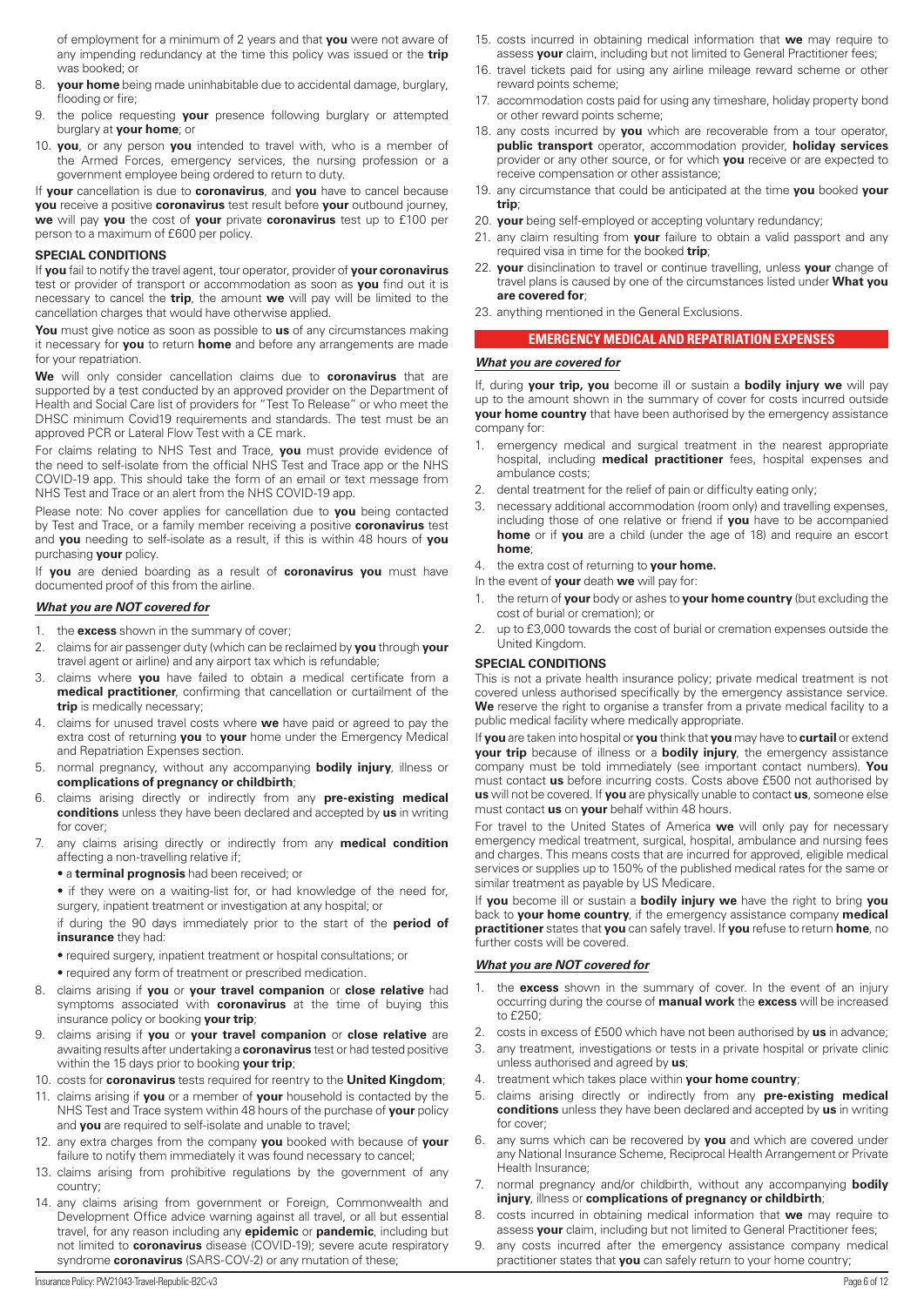of employment for a minimum of 2 years and that **you** were not aware of any impending redundancy at the time this policy was issued or the **trip** was booked; or

8. **your home** being made uninhabitable due to accidental damage, burglary, flooding or fire;
9. the police requesting **your** presence following burglary or attempted burglary at **your home**; or
10. **you**, or any person **you** intended to travel with, who is a member of the Armed Forces, emergency services, the nursing profession or a government employee being ordered to return to duty.

If **your** cancellation is due to **coronavirus**, and **you** have to cancel because **you** receive a positive **coronavirus** test result before **your** outbound journey, **we** will pay **you** the cost of **your** private **coronavirus** test up to £100 per person to a maximum of £600 per policy.

**SPECIAL CONDITIONS**

If **you** fail to notify the travel agent, tour operator, provider of **your coronavirus** test or provider of transport or accommodation as soon as **you** find out it is necessary to cancel the **trip**, the amount **we** will pay will be limited to the cancellation charges that would have otherwise applied.

**You** must give notice as soon as possible to **us** of any circumstances making it necessary for **you** to return **home** and before any arrangements are made for your repatriation.

**We** will only consider cancellation claims due to **coronavirus** that are supported by a test conducted by an approved provider on the Department of Health and Social Care list of providers for "Test To Release" or who meet the DHSC minimum Covid19 requirements and standards. The test must be an approved PCR or Lateral Flow Test with a CE mark.

For claims relating to NHS Test and Trace, **you** must provide evidence of the need to self-isolate from the official NHS Test and Trace app or the NHS COVID-19 app. This should take the form of an email or text message from NHS Test and Trace or an alert from the NHS COVID-19 app.

Please note: No cover applies for cancellation due to **you** being contacted by Test and Trace, or a family member receiving a positive **coronavirus** test and **you** needing to self-isolate as a result, if this is within 48 hours of **you** purchasing **your** policy.

If **you** are denied boarding as a result of **coronavirus you** must have documented proof of this from the airline.

***What you are NOT covered for***

1. the **excess** shown in the summary of cover;
2. claims for air passenger duty (which can be reclaimed by **you** through **your** travel agent or airline) and any airport tax which is refundable;
3. claims where **you** have failed to obtain a medical certificate from a **medical practitioner**, confirming that cancellation or curtailment of the **trip** is medically necessary;
4. claims for unused travel costs where **we** have paid or agreed to pay the extra cost of returning **you** to **your** home under the Emergency Medical and Repatriation Expenses section.
5. normal pregnancy, without any accompanying **bodily injury**, illness or **complications of pregnancy or childbirth**;
6. claims arising directly or indirectly from any **pre-existing medical conditions** unless they have been declared and accepted by **us** in writing for cover;
7. any claims arising directly or indirectly from any **medical condition** affecting a non-travelling relative if;
   - a **terminal prognosis** had been received; or
   - if they were on a waiting-list for, or had knowledge of the need for, surgery, inpatient treatment or investigation at any hospital; or

   if during the 90 days immediately prior to the start of the **period of insurance** they had:

   - required surgery, inpatient treatment or hospital consultations; or
   - required any form of treatment or prescribed medication.
8. claims arising if **you** or **your travel companion** or **close relative** had symptoms associated with **coronavirus** at the time of buying this insurance policy or booking **your trip**;
9. claims arising if **you** or **your travel companion** or **close relative** are awaiting results after undertaking a **coronavirus** test or had tested positive within the 15 days prior to booking **your trip**;
10. costs for **coronavirus** tests required for reentry to the **United Kingdom**;
11. claims arising if **you** or a member of **your** household is contacted by the NHS Test and Trace system within 48 hours of the purchase of **your** policy and **you** are required to self-isolate and unable to travel;
12. any extra charges from the company **you** booked with because of **your** failure to notify them immediately it was found necessary to cancel;
13. claims arising from prohibitive regulations by the government of any country;
14. any claims arising from government or Foreign, Commonwealth and Development Office advice warning against all travel, or all but essential travel, for any reason including any **epidemic** or **pandemic**, including but not limited to **coronavirus** disease (COVID-19); severe acute respiratory syndrome **coronavirus** (SARS-COV-2) or any mutation of these;
15. costs incurred in obtaining medical information that **we** may require to assess **your** claim, including but not limited to General Practitioner fees;
16. travel tickets paid for using any airline mileage reward scheme or other reward points scheme;
17. accommodation costs paid for using any timeshare, holiday property bond or other reward points scheme;
18. any costs incurred by **you** which are recoverable from a tour operator, **public transport** operator, accommodation provider, **holiday services** provider or any other source, or for which **you** receive or are expected to receive compensation or other assistance;
19. any circumstance that could be anticipated at the time **you** booked **your trip**;
20. **your** being self-employed or accepting voluntary redundancy;
21. any claim resulting from **your** failure to obtain a valid passport and any required visa in time for the booked **trip**;
22. **your** disinclination to travel or continue travelling, unless **your** change of travel plans is caused by one of the circumstances listed under **What you are covered for**;
23. anything mentioned in the General Exclusions.

## EMERGENCY MEDICAL AND REPATRIATION EXPENSES

***What you are covered for***

If, during **your trip, you** become ill or sustain a **bodily injury we** will pay up to the amount shown in the summary of cover for costs incurred outside **your home country** that have been authorised by the emergency assistance company for:

1. emergency medical and surgical treatment in the nearest appropriate hospital, including **medical practitioner** fees, hospital expenses and ambulance costs;
2. dental treatment for the relief of pain or difficulty eating only;
3. necessary additional accommodation (room only) and travelling expenses, including those of one relative or friend if **you** have to be accompanied **home** or if **you** are a child (under the age of 18) and require an escort **home**;
4. the extra cost of returning to **your home.**

In the event of **your** death **we** will pay for:

1. the return of **your** body or ashes to **your home country** (but excluding the cost of burial or cremation); or
2. up to £3,000 towards the cost of burial or cremation expenses outside the United Kingdom.

**SPECIAL CONDITIONS**

This is not a private health insurance policy; private medical treatment is not covered unless authorised specifically by the emergency assistance service. **We** reserve the right to organise a transfer from a private medical facility to a public medical facility where medically appropriate.

If **you** are taken into hospital or **you** think that **you** may have to **curtail** or extend **your trip** because of illness or a **bodily injury**, the emergency assistance company must be told immediately (see important contact numbers). **You** must contact **us** before incurring costs. Costs above £500 not authorised by **us** will not be covered. If **you** are physically unable to contact **us**, someone else must contact **us** on **your** behalf within 48 hours.

For travel to the United States of America **we** will only pay for necessary emergency medical treatment, surgical, hospital, ambulance and nursing fees and charges. This means costs that are incurred for approved, eligible medical services or supplies up to 150% of the published medical rates for the same or similar treatment as payable by US Medicare.

If **you** become ill or sustain a **bodily injury we** have the right to bring **you** back to **your home country**, if the emergency assistance company **medical practitioner** states that **you** can safely travel. If **you** refuse to return **home**, no further costs will be covered.

***What you are NOT covered for***

1. the **excess** shown in the summary of cover. In the event of an injury occurring during the course of **manual work** the **excess** will be increased to £250;
2. costs in excess of £500 which have not been authorised by **us** in advance;
3. any treatment, investigations or tests in a private hospital or private clinic unless authorised and agreed by **us**;
4. treatment which takes place within **your home country**;
5. claims arising directly or indirectly from any **pre-existing medical conditions** unless they have been declared and accepted by **us** in writing for cover;
6. any sums which can be recovered by **you** and which are covered under any National Insurance Scheme, Reciprocal Health Arrangement or Private Health Insurance;
7. normal pregnancy and/or childbirth, without any accompanying **bodily injury**, illness or **complications of pregnancy or childbirth**;
8. costs incurred in obtaining medical information that **we** may require to assess **your** claim, including but not limited to General Practitioner fees;
9. any costs incurred after the emergency assistance company medical practitioner states that **you** can safely return to your home country;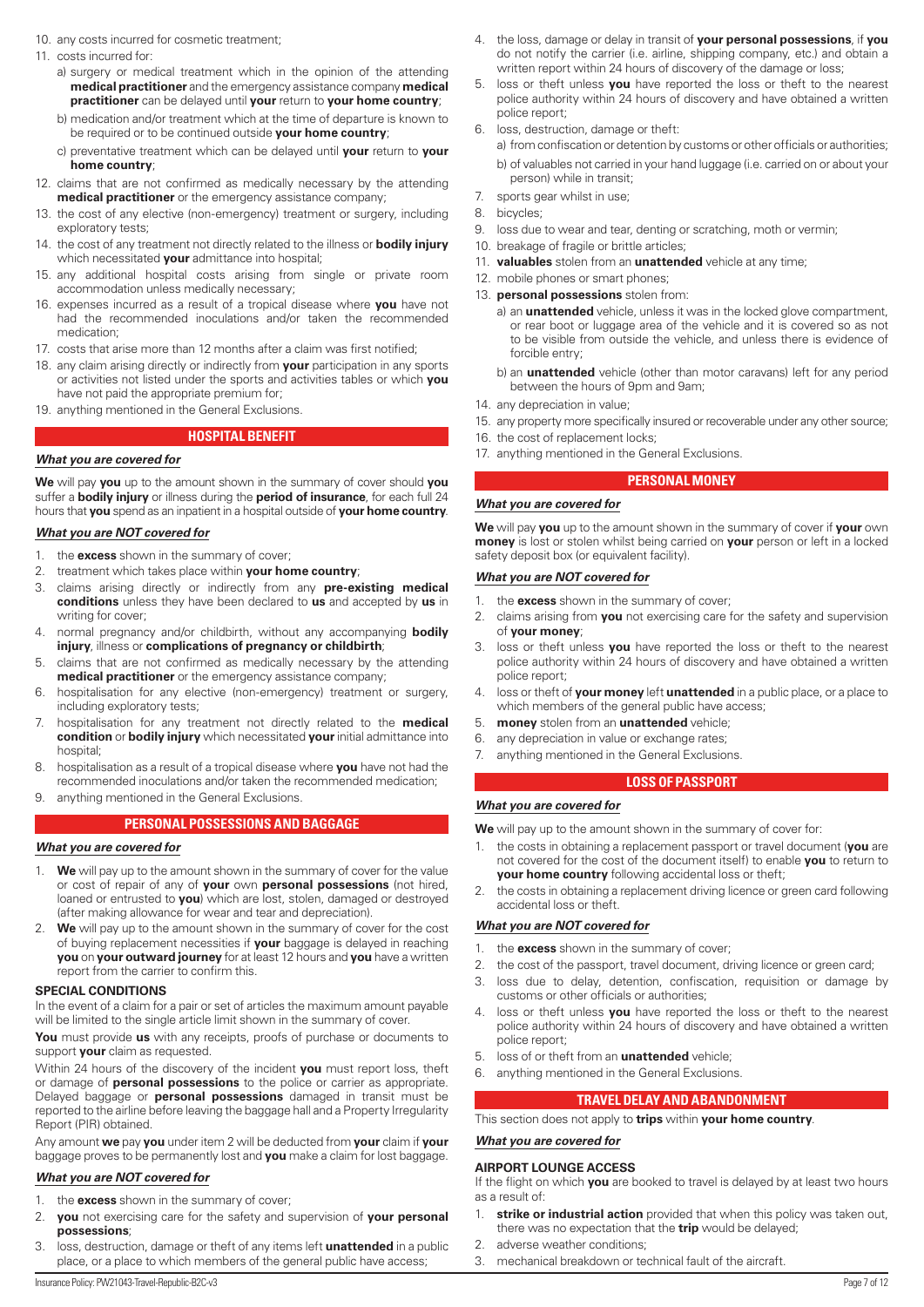10. any costs incurred for cosmetic treatment;
11. costs incurred for:
    a) surgery or medical treatment which in the opinion of the attending **medical practitioner** and the emergency assistance company **medical practitioner** can be delayed until **your** return to **your home country**;
    b) medication and/or treatment which at the time of departure is known to be required or to be continued outside **your home country**;
    c) preventative treatment which can be delayed until **your** return to **your home country**;
12. claims that are not confirmed as medically necessary by the attending **medical practitioner** or the emergency assistance company;
13. the cost of any elective (non-emergency) treatment or surgery, including exploratory tests;
14. the cost of any treatment not directly related to the illness or **bodily injury** which necessitated **your** admittance into hospital;
15. any additional hospital costs arising from single or private room accommodation unless medically necessary;
16. expenses incurred as a result of a tropical disease where **you** have not had the recommended inoculations and/or taken the recommended medication;
17. costs that arise more than 12 months after a claim was first notified;
18. any claim arising directly or indirectly from **your** participation in any sports or activities not listed under the sports and activities tables or which **you** have not paid the appropriate premium for;
19. anything mentioned in the General Exclusions.

## HOSPITAL BENEFIT

***What you are covered for***

**We** will pay **you** up to the amount shown in the summary of cover should **you** suffer a **bodily injury** or illness during the **period of insurance**, for each full 24 hours that **you** spend as an inpatient in a hospital outside of **your home country**.

***What you are NOT covered for***

1. the **excess** shown in the summary of cover;
2. treatment which takes place within **your home country**;
3. claims arising directly or indirectly from any **pre-existing medical conditions** unless they have been declared to **us** and accepted by **us** in writing for cover;
4. normal pregnancy and/or childbirth, without any accompanying **bodily injury**, illness or **complications of pregnancy or childbirth**;
5. claims that are not confirmed as medically necessary by the attending **medical practitioner** or the emergency assistance company;
6. hospitalisation for any elective (non-emergency) treatment or surgery, including exploratory tests;
7. hospitalisation for any treatment not directly related to the **medical condition** or **bodily injury** which necessitated **your** initial admittance into hospital;
8. hospitalisation as a result of a tropical disease where **you** have not had the recommended inoculations and/or taken the recommended medication;
9. anything mentioned in the General Exclusions.

## PERSONAL POSSESSIONS AND BAGGAGE

***What you are covered for***

1. **We** will pay up to the amount shown in the summary of cover for the value or cost of repair of any of **your** own **personal possessions** (not hired, loaned or entrusted to **you**) which are lost, stolen, damaged or destroyed (after making allowance for wear and tear and depreciation).
2. **We** will pay up to the amount shown in the summary of cover for the cost of buying replacement necessities if **your** baggage is delayed in reaching **you** on **your outward journey** for at least 12 hours and **you** have a written report from the carrier to confirm this.

**SPECIAL CONDITIONS**

In the event of a claim for a pair or set of articles the maximum amount payable will be limited to the single article limit shown in the summary of cover.

**You** must provide **us** with any receipts, proofs of purchase or documents to support **your** claim as requested.

Within 24 hours of the discovery of the incident **you** must report loss, theft or damage of **personal possessions** to the police or carrier as appropriate. Delayed baggage or **personal possessions** damaged in transit must be reported to the airline before leaving the baggage hall and a Property Irregularity Report (PIR) obtained.

Any amount **we** pay **you** under item 2 will be deducted from **your** claim if **your** baggage proves to be permanently lost and **you** make a claim for lost baggage.

***What you are NOT covered for***

1. the **excess** shown in the summary of cover;
2. **you** not exercising care for the safety and supervision of **your personal possessions**;
3. loss, destruction, damage or theft of any items left **unattended** in a public place, or a place to which members of the general public have access;
4. the loss, damage or delay in transit of **your personal possessions**, if **you** do not notify the carrier (i.e. airline, shipping company, etc.) and obtain a written report within 24 hours of discovery of the damage or loss;
5. loss or theft unless **you** have reported the loss or theft to the nearest police authority within 24 hours of discovery and have obtained a written police report;
6. loss, destruction, damage or theft:
    a) from confiscation or detention by customs or other officials or authorities;
    b) of valuables not carried in your hand luggage (i.e. carried on or about your person) while in transit;
7. sports gear whilst in use;
8. bicycles;
9. loss due to wear and tear, denting or scratching, moth or vermin;
10. breakage of fragile or brittle articles;
11. **valuables** stolen from an **unattended** vehicle at any time;
12. mobile phones or smart phones;
13. **personal possessions** stolen from:
    a) an **unattended** vehicle, unless it was in the locked glove compartment, or rear boot or luggage area of the vehicle and it is covered so as not to be visible from outside the vehicle, and unless there is evidence of forcible entry;
    b) an **unattended** vehicle (other than motor caravans) left for any period between the hours of 9pm and 9am;
14. any depreciation in value;
15. any property more specifically insured or recoverable under any other source;
16. the cost of replacement locks;
17. anything mentioned in the General Exclusions.

## PERSONAL MONEY

***What you are covered for***

**We** will pay **you** up to the amount shown in the summary of cover if **your** own **money** is lost or stolen whilst being carried on **your** person or left in a locked safety deposit box (or equivalent facility).

***What you are NOT covered for***

1. the **excess** shown in the summary of cover;
2. claims arising from **you** not exercising care for the safety and supervision of **your money**;
3. loss or theft unless **you** have reported the loss or theft to the nearest police authority within 24 hours of discovery and have obtained a written police report;
4. loss or theft of **your money** left **unattended** in a public place, or a place to which members of the general public have access;
5. **money** stolen from an **unattended** vehicle;
6. any depreciation in value or exchange rates;
7. anything mentioned in the General Exclusions.

## LOSS OF PASSPORT

***What you are covered for***

**We** will pay up to the amount shown in the summary of cover for:

1. the costs in obtaining a replacement passport or travel document (**you** are not covered for the cost of the document itself) to enable **you** to return to **your home country** following accidental loss or theft;
2. the costs in obtaining a replacement driving licence or green card following accidental loss or theft.

***What you are NOT covered for***

1. the **excess** shown in the summary of cover;
2. the cost of the passport, travel document, driving licence or green card;
3. loss due to delay, detention, confiscation, requisition or damage by customs or other officials or authorities;
4. loss or theft unless **you** have reported the loss or theft to the nearest police authority within 24 hours of discovery and have obtained a written police report;
5. loss of or theft from an **unattended** vehicle;
6. anything mentioned in the General Exclusions.

## TRAVEL DELAY AND ABANDONMENT

This section does not apply to **trips** within **your home country**.

***What you are covered for***

**AIRPORT LOUNGE ACCESS**

If the flight on which **you** are booked to travel is delayed by at least two hours as a result of:

1. **strike or industrial action** provided that when this policy was taken out, there was no expectation that the **trip** would be delayed;
2. adverse weather conditions;
3. mechanical breakdown or technical fault of the aircraft.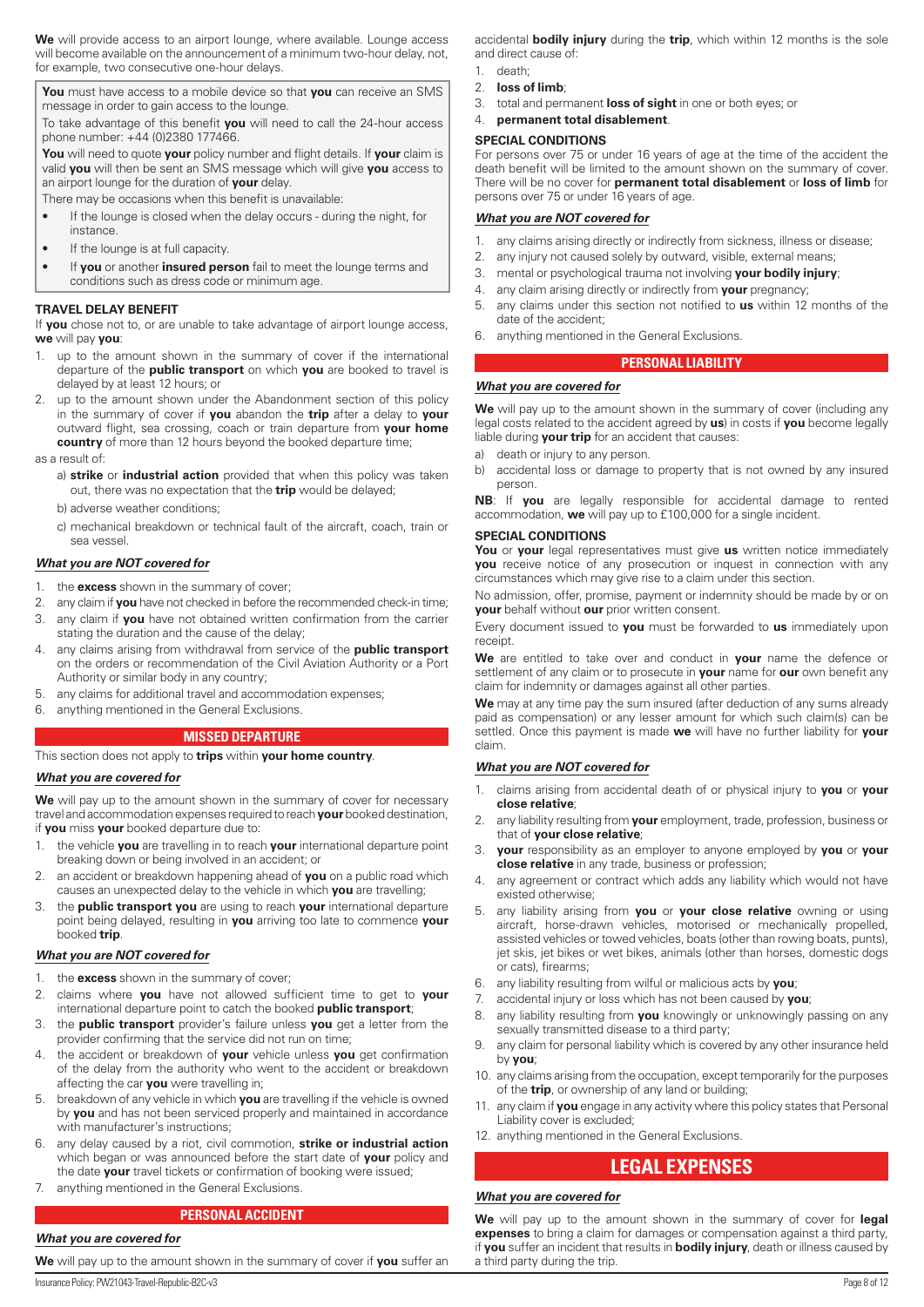**We** will provide access to an airport lounge, where available. Lounge access will become available on the announcement of a minimum two-hour delay, not, for example, two consecutive one-hour delays.

**You** must have access to a mobile device so that **you** can receive an SMS message in order to gain access to the lounge.

To take advantage of this benefit **you** will need to call the 24-hour access phone number: +44 (0)2380 177466.

**You** will need to quote **your** policy number and flight details. If **your** claim is valid **you** will then be sent an SMS message which will give **you** access to an airport lounge for the duration of **your** delay.

There may be occasions when this benefit is unavailable:

- If the lounge is closed when the delay occurs - during the night, for instance.
- If the lounge is at full capacity.
- If **you** or another **insured person** fail to meet the lounge terms and conditions such as dress code or minimum age.

### TRAVEL DELAY BENEFIT

If **you** chose not to, or are unable to take advantage of airport lounge access, **we** will pay **you**:

1. up to the amount shown in the summary of cover if the international departure of the **public transport** on which **you** are booked to travel is delayed by at least 12 hours; or
2. up to the amount shown under the Abandonment section of this policy in the summary of cover if **you** abandon the **trip** after a delay to **your** outward flight, sea crossing, coach or train departure from **your home country** of more than 12 hours beyond the booked departure time;

as a result of:

a) **strike** or **industrial action** provided that when this policy was taken out, there was no expectation that the **trip** would be delayed;

b) adverse weather conditions;

c) mechanical breakdown or technical fault of the aircraft, coach, train or sea vessel.

### *What you are NOT covered for*

1. the **excess** shown in the summary of cover;
2. any claim if **you** have not checked in before the recommended check-in time;
3. any claim if **you** have not obtained written confirmation from the carrier stating the duration and the cause of the delay;
4. any claims arising from withdrawal from service of the **public transport** on the orders or recommendation of the Civil Aviation Authority or a Port Authority or similar body in any country;
5. any claims for additional travel and accommodation expenses;
6. anything mentioned in the General Exclusions.

## MISSED DEPARTURE

This section does not apply to **trips** within **your home country**.

### *What you are covered for*

**We** will pay up to the amount shown in the summary of cover for necessary travel and accommodation expenses required to reach **your** booked destination, if **you** miss **your** booked departure due to:

1. the vehicle **you** are travelling in to reach **your** international departure point breaking down or being involved in an accident; or
2. an accident or breakdown happening ahead of **you** on a public road which causes an unexpected delay to the vehicle in which **you** are travelling;
3. the **public transport you** are using to reach **your** international departure point being delayed, resulting in **you** arriving too late to commence **your** booked **trip**.

### *What you are NOT covered for*

1. the **excess** shown in the summary of cover;
2. claims where **you** have not allowed sufficient time to get to **your** international departure point to catch the booked **public transport**;
3. the **public transport** provider's failure unless **you** get a letter from the provider confirming that the service did not run on time;
4. the accident or breakdown of **your** vehicle unless **you** get confirmation of the delay from the authority who went to the accident or breakdown affecting the car **you** were travelling in;
5. breakdown of any vehicle in which **you** are travelling if the vehicle is owned by **you** and has not been serviced properly and maintained in accordance with manufacturer's instructions;
6. any delay caused by a riot, civil commotion, **strike or industrial action** which began or was announced before the start date of **your** policy and the date **your** travel tickets or confirmation of booking were issued;
7. anything mentioned in the General Exclusions.

## PERSONAL ACCIDENT

### *What you are covered for*

**We** will pay up to the amount shown in the summary of cover if **you** suffer an accidental **bodily injury** during the **trip**, which within 12 months is the sole and direct cause of:

1. death;
2. **loss of limb**;
3. total and permanent **loss of sight** in one or both eyes; or
4. **permanent total disablement**.

### SPECIAL CONDITIONS

For persons over 75 or under 16 years of age at the time of the accident the death benefit will be limited to the amount shown on the summary of cover. There will be no cover for **permanent total disablement** or **loss of limb** for persons over 75 or under 16 years of age.

### *What you are NOT covered for*

1. any claims arising directly or indirectly from sickness, illness or disease;
2. any injury not caused solely by outward, visible, external means;
3. mental or psychological trauma not involving **your bodily injury**;
4. any claim arising directly or indirectly from **your** pregnancy;
5. any claims under this section not notified to **us** within 12 months of the date of the accident;
6. anything mentioned in the General Exclusions.

## PERSONAL LIABILITY

### *What you are covered for*

**We** will pay up to the amount shown in the summary of cover (including any legal costs related to the accident agreed by **us**) in costs if **you** become legally liable during **your trip** for an accident that causes:

a) death or injury to any person.

b) accidental loss or damage to property that is not owned by any insured person.

**NB**: If **you** are legally responsible for accidental damage to rented accommodation, **we** will pay up to £100,000 for a single incident.

### SPECIAL CONDITIONS

**You** or **your** legal representatives must give **us** written notice immediately **you** receive notice of any prosecution or inquest in connection with any circumstances which may give rise to a claim under this section.

No admission, offer, promise, payment or indemnity should be made by or on **your** behalf without **our** prior written consent.

Every document issued to **you** must be forwarded to **us** immediately upon receipt.

**We** are entitled to take over and conduct in **your** name the defence or settlement of any claim or to prosecute in **your** name for **our** own benefit any claim for indemnity or damages against all other parties.

**We** may at any time pay the sum insured (after deduction of any sums already paid as compensation) or any lesser amount for which such claim(s) can be settled. Once this payment is made **we** will have no further liability for **your** claim.

### *What you are NOT covered for*

1. claims arising from accidental death of or physical injury to **you** or **your close relative**;
2. any liability resulting from **your** employment, trade, profession, business or that of **your close relative**;
3. **your** responsibility as an employer to anyone employed by **you** or **your close relative** in any trade, business or profession;
4. any agreement or contract which adds any liability which would not have existed otherwise;
5. any liability arising from **you** or **your close relative** owning or using aircraft, horse-drawn vehicles, motorised or mechanically propelled, assisted vehicles or towed vehicles, boats (other than rowing boats, punts), jet skis, jet bikes or wet bikes, animals (other than horses, domestic dogs or cats), firearms;
6. any liability resulting from wilful or malicious acts by **you**;
7. accidental injury or loss which has not been caused by **you**;
8. any liability resulting from **you** knowingly or unknowingly passing on any sexually transmitted disease to a third party;
9. any claim for personal liability which is covered by any other insurance held by **you**;
10. any claims arising from the occupation, except temporarily for the purposes of the **trip**, or ownership of any land or building;
11. any claim if **you** engage in any activity where this policy states that Personal Liability cover is excluded;
12. anything mentioned in the General Exclusions.

## LEGAL EXPENSES

### *What you are covered for*

**We** will pay up to the amount shown in the summary of cover for **legal expenses** to bring a claim for damages or compensation against a third party, if **you** suffer an incident that results in **bodily injury**, death or illness caused by a third party during the trip.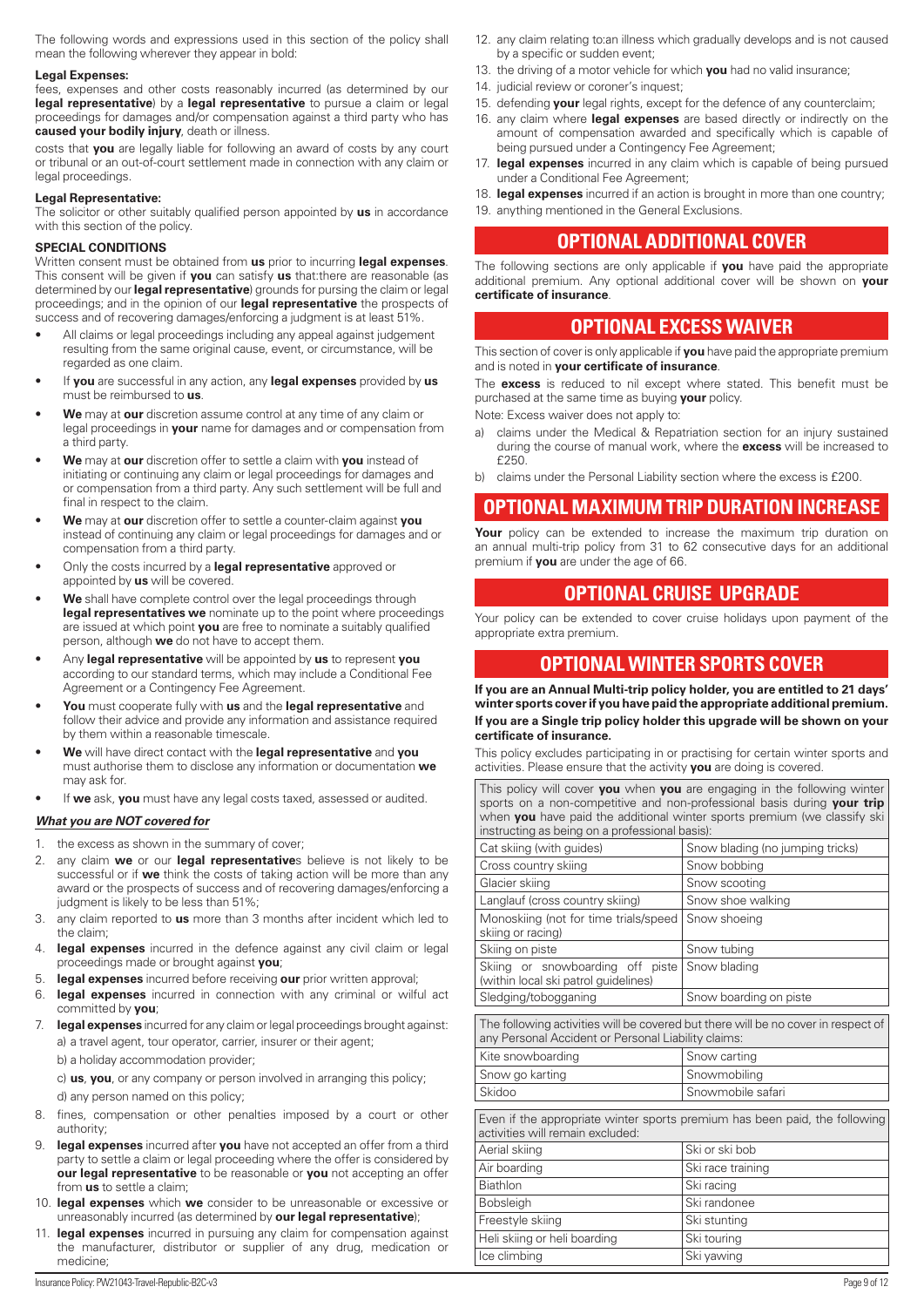The following words and expressions used in this section of the policy shall mean the following wherever they appear in bold:

**Legal Expenses:**

fees, expenses and other costs reasonably incurred (as determined by our **legal representative**) by a **legal representative** to pursue a claim or legal proceedings for damages and/or compensation against a third party who has **caused your bodily injury**, death or illness.

costs that **you** are legally liable for following an award of costs by any court or tribunal or an out-of-court settlement made in connection with any claim or legal proceedings.

**Legal Representative:**

The solicitor or other suitably qualified person appointed by **us** in accordance with this section of the policy.

**SPECIAL CONDITIONS**

Written consent must be obtained from **us** prior to incurring **legal expenses**. This consent will be given if **you** can satisfy **us** that:there are reasonable (as determined by our **legal representative**) grounds for pursing the claim or legal proceedings; and in the opinion of our **legal representative** the prospects of success and of recovering damages/enforcing a judgment is at least 51%.

- All claims or legal proceedings including any appeal against judgement resulting from the same original cause, event, or circumstance, will be regarded as one claim.
- If **you** are successful in any action, any **legal expenses** provided by **us** must be reimbursed to **us**.
- **We** may at **our** discretion assume control at any time of any claim or legal proceedings in **your** name for damages and or compensation from a third party.
- **We** may at **our** discretion offer to settle a claim with **you** instead of initiating or continuing any claim or legal proceedings for damages and or compensation from a third party. Any such settlement will be full and final in respect to the claim.
- **We** may at **our** discretion offer to settle a counter-claim against **you** instead of continuing any claim or legal proceedings for damages and or compensation from a third party.
- Only the costs incurred by a **legal representative** approved or appointed by **us** will be covered.
- **We** shall have complete control over the legal proceedings through **legal representatives we** nominate up to the point where proceedings are issued at which point **you** are free to nominate a suitably qualified person, although **we** do not have to accept them.
- Any **legal representative** will be appointed by **us** to represent **you** according to our standard terms, which may include a Conditional Fee Agreement or a Contingency Fee Agreement.
- **You** must cooperate fully with **us** and the **legal representative** and follow their advice and provide any information and assistance required by them within a reasonable timescale.
- **We** will have direct contact with the **legal representative** and **you** must authorise them to disclose any information or documentation **we** may ask for.
- If **we** ask, **you** must have any legal costs taxed, assessed or audited.

***What you are NOT covered for***

1. the excess as shown in the summary of cover;
2. any claim **we** or our **legal representative**s believe is not likely to be successful or if **we** think the costs of taking action will be more than any award or the prospects of success and of recovering damages/enforcing a judgment is likely to be less than 51%;
3. any claim reported to **us** more than 3 months after incident which led to the claim;
4. **legal expenses** incurred in the defence against any civil claim or legal proceedings made or brought against **you**;
5. **legal expenses** incurred before receiving **our** prior written approval;
6. **legal expenses** incurred in connection with any criminal or wilful act committed by **you**;
7. **legal expenses** incurred for any claim or legal proceedings brought against:
   a) a travel agent, tour operator, carrier, insurer or their agent;
   b) a holiday accommodation provider;
   c) **us**, **you**, or any company or person involved in arranging this policy;
   d) any person named on this policy;
8. fines, compensation or other penalties imposed by a court or other authority;
9. **legal expenses** incurred after **you** have not accepted an offer from a third party to settle a claim or legal proceeding where the offer is considered by **our legal representative** to be reasonable or **you** not accepting an offer from **us** to settle a claim;
10. **legal expenses** which **we** consider to be unreasonable or excessive or unreasonably incurred (as determined by **our legal representative**);
11. **legal expenses** incurred in pursuing any claim for compensation against the manufacturer, distributor or supplier of any drug, medication or medicine;
12. any claim relating to:an illness which gradually develops and is not caused by a specific or sudden event;
13. the driving of a motor vehicle for which **you** had no valid insurance;
14. judicial review or coroner's inquest;
15. defending **your** legal rights, except for the defence of any counterclaim;
16. any claim where **legal expenses** are based directly or indirectly on the amount of compensation awarded and specifically which is capable of being pursued under a Contingency Fee Agreement;
17. **legal expenses** incurred in any claim which is capable of being pursued under a Conditional Fee Agreement;
18. **legal expenses** incurred if an action is brought in more than one country;
19. anything mentioned in the General Exclusions.

## OPTIONAL ADDITIONAL COVER

The following sections are only applicable if **you** have paid the appropriate additional premium. Any optional additional cover will be shown on **your certificate of insurance**.

## OPTIONAL EXCESS WAIVER

This section of cover is only applicable if **you** have paid the appropriate premium and is noted in **your certificate of insurance**.

The **excess** is reduced to nil except where stated. This benefit must be purchased at the same time as buying **your** policy.

Note: Excess waiver does not apply to:

a) claims under the Medical & Repatriation section for an injury sustained during the course of manual work, where the **excess** will be increased to £250.

b) claims under the Personal Liability section where the excess is £200.

## OPTIONAL MAXIMUM TRIP DURATION INCREASE

**Your** policy can be extended to increase the maximum trip duration on an annual multi-trip policy from 31 to 62 consecutive days for an additional premium if **you** are under the age of 66.

## OPTIONAL CRUISE UPGRADE

Your policy can be extended to cover cruise holidays upon payment of the appropriate extra premium.

## OPTIONAL WINTER SPORTS COVER

**If you are an Annual Multi-trip policy holder, you are entitled to 21 days' winter sports cover if you have paid the appropriate additional premium.**

**If you are a Single trip policy holder this upgrade will be shown on your certificate of insurance.**

This policy excludes participating in or practising for certain winter sports and activities. Please ensure that the activity **you** are doing is covered.

| This policy will cover **you** when **you** are engaging in the following winter sports on a non-competitive and non-professional basis during **your trip** when **you** have paid the additional winter sports premium (we classify ski instructing as being on a professional basis): | |
|---|---|
| Cat skiing (with guides) | Snow blading (no jumping tricks) |
| Cross country skiing | Snow bobbing |
| Glacier skiing | Snow scooting |
| Langlauf (cross country skiing) | Snow shoe walking |
| Monoskiing (not for time trials/speed skiing or racing) | Snow shoeing |
| Skiing on piste | Snow tubing |
| Skiing or snowboarding off piste (within local ski patrol guidelines) | Snow blading |
| Sledging/tobogganing | Snow boarding on piste |

| The following activities will be covered but there will be no cover in respect of any Personal Accident or Personal Liability claims: | |
|---|---|
| Kite snowboarding | Snow carting |
| Snow go karting | Snowmobiling |
| Skidoo | Snowmobile safari |

| Even if the appropriate winter sports premium has been paid, the following activities will remain excluded: | |
|---|---|
| Aerial skiing | Ski or ski bob |
| Air boarding | Ski race training |
| Biathlon | Ski racing |
| Bobsleigh | Ski randonee |
| Freestyle skiing | Ski stunting |
| Heli skiing or heli boarding | Ski touring |
| Ice climbing | Ski yawing |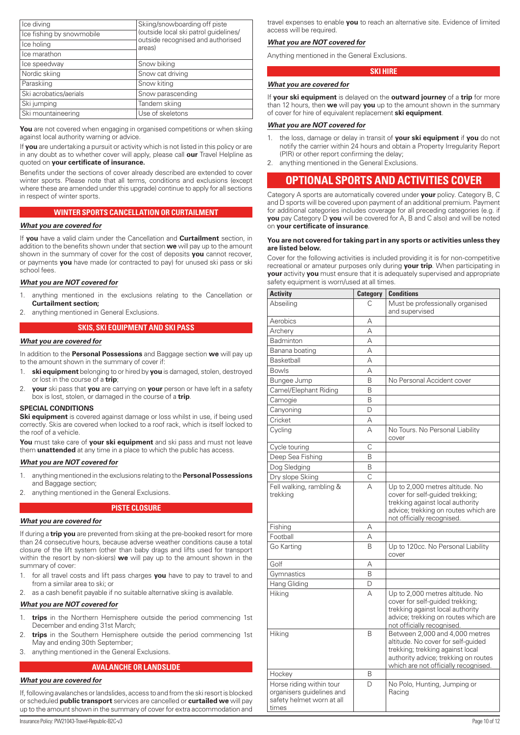| | |
|---|---|
| Ice diving | Skiing/snowboarding off piste (outside local ski patrol guidelines/ outside recognised and authorised areas) |
| Ice fishing by snowmobile | |
| Ice holing | |
| Ice marathon | |
| Ice speedway | Snow biking |
| Nordic skiing | Snow cat driving |
| Paraskiing | Snow kiting |
| Ski acrobatics/aerials | Snow parascending |
| Ski jumping | Tandem skiing |
| Ski mountaineering | Use of skeletons |

**You** are not covered when engaging in organised competitions or when skiing against local authority warning or advice.

If **you** are undertaking a pursuit or activity which is not listed in this policy or are in any doubt as to whether cover will apply, please call **our** Travel Helpline as quoted on **your certificate of insurance.**

Benefits under the sections of cover already described are extended to cover winter sports. Please note that all terms, conditions and exclusions (except where these are amended under this upgrade) continue to apply for all sections in respect of winter sports.

## WINTER SPORTS CANCELLATION OR CURTAILMENT

***What you are covered for***

If **you** have a valid claim under the Cancellation and **Curtailment** section, in addition to the benefits shown under that section **we** will pay up to the amount shown in the summary of cover for the cost of deposits **you** cannot recover, or payments **you** have made (or contracted to pay) for unused ski pass or ski school fees.

***What you are NOT covered for***

1. anything mentioned in the exclusions relating to the Cancellation or **Curtailment section;**
2. anything mentioned in General Exclusions.

## SKIS, SKI EQUIPMENT AND SKI PASS

***What you are covered for***

In addition to the **Personal Possessions** and Baggage section **we** will pay up to the amount shown in the summary of cover if:

1. **ski equipment** belonging to or hired by **you** is damaged, stolen, destroyed or lost in the course of a **trip**;
2. **your** ski pass that **you** are carrying on **your** person or have left in a safety box is lost, stolen, or damaged in the course of a **trip**.

**SPECIAL CONDITIONS**

**Ski equipment** is covered against damage or loss whilst in use, if being used correctly. Skis are covered when locked to a roof rack, which is itself locked to the roof of a vehicle.

**You** must take care of **your ski equipment** and ski pass and must not leave them **unattended** at any time in a place to which the public has access.

***What you are NOT covered for***

1. anything mentioned in the exclusions relating to the **Personal Possessions** and Baggage section;
2. anything mentioned in the General Exclusions.

## PISTE CLOSURE

***What you are covered for***

If during a **trip you** are prevented from skiing at the pre-booked resort for more than 24 consecutive hours, because adverse weather conditions cause a total closure of the lift system (other than baby drags and lifts used for transport within the resort by non-skiers) **we** will pay up to the amount shown in the summary of cover:

1. for all travel costs and lift pass charges **you** have to pay to travel to and from a similar area to ski; or
2. as a cash benefit payable if no suitable alternative skiing is available.

***What you are NOT covered for***

1. **trips** in the Northern Hemisphere outside the period commencing 1st December and ending 31st March;
2. **trips** in the Southern Hemisphere outside the period commencing 1st May and ending 30th September;
3. anything mentioned in the General Exclusions.

## AVALANCHE OR LANDSLIDE

***What you are covered for***

If, following avalanches or landslides, access to and from the ski resort is blocked or scheduled **public transport** services are cancelled or **curtailed we** will pay up to the amount shown in the summary of cover for extra accommodation and travel expenses to enable **you** to reach an alternative site. Evidence of limited access will be required.

***What you are NOT covered for***

Anything mentioned in the General Exclusions.

## SKI HIRE

***What you are covered for***

If **your ski equipment** is delayed on the **outward journey** of a **trip** for more than 12 hours, then **we** will pay **you** up to the amount shown in the summary of cover for hire of equivalent replacement **ski equipment**.

***What you are NOT covered for***

1. the loss, damage or delay in transit of **your ski equipment** if **you** do not notify the carrier within 24 hours and obtain a Property Irregularity Report (PIR) or other report confirming the delay;
2. anything mentioned in the General Exclusions.

# OPTIONAL SPORTS AND ACTIVITIES COVER

Category A sports are automatically covered under **your** policy. Category B, C and D sports will be covered upon payment of an additional premium. Payment for additional categories includes coverage for all preceding categories (e.g. if **you** pay Category D **you** will be covered for A, B and C also) and will be noted on **your certificate of insurance**.

**You are not covered for taking part in any sports or activities unless they are listed below.**

Cover for the following activities is included providing it is for non-competitive recreational or amateur purposes only during **your trip**. When participating in **your** activity **you** must ensure that it is adequately supervised and appropriate safety equipment is worn/used at all times.

| Activity | Category | Conditions |
|---|---|---|
| Abseiling | C | Must be professionally organised and supervised |
| Aerobics | A | |
| Archery | A | |
| Badminton | A | |
| Banana boating | A | |
| Basketball | A | |
| Bowls | A | |
| Bungee Jump | B | No Personal Accident cover |
| Camel/Elephant Riding | B | |
| Camogie | B | |
| Canyoning | D | |
| Cricket | A | |
| Cycling | A | No Tours. No Personal Liability cover |
| Cycle touring | C | |
| Deep Sea Fishing | B | |
| Dog Sledging | B | |
| Dry slope Skiing | C | |
| Fell walking, rambling & trekking | A | Up to 2,000 metres altitude. No cover for self-guided trekking; trekking against local authority advice; trekking on routes which are not officially recognised. |
| Fishing | A | |
| Football | A | |
| Go Karting | B | Up to 120cc. No Personal Liability cover |
| Golf | A | |
| Gymnastics | B | |
| Hang Gliding | D | |
| Hiking | A | Up to 2,000 metres altitude. No cover for self-guided trekking; trekking against local authority advice; trekking on routes which are not officially recognised. |
| Hiking | B | Between 2,000 and 4,000 metres altitude. No cover for self-guided trekking; trekking against local authority advice; trekking on routes which are not officially recognised. |
| Hockey | B | |
| Horse riding within tour organisers guidelines and safety helmet worn at all times | D | No Polo, Hunting, Jumping or Racing |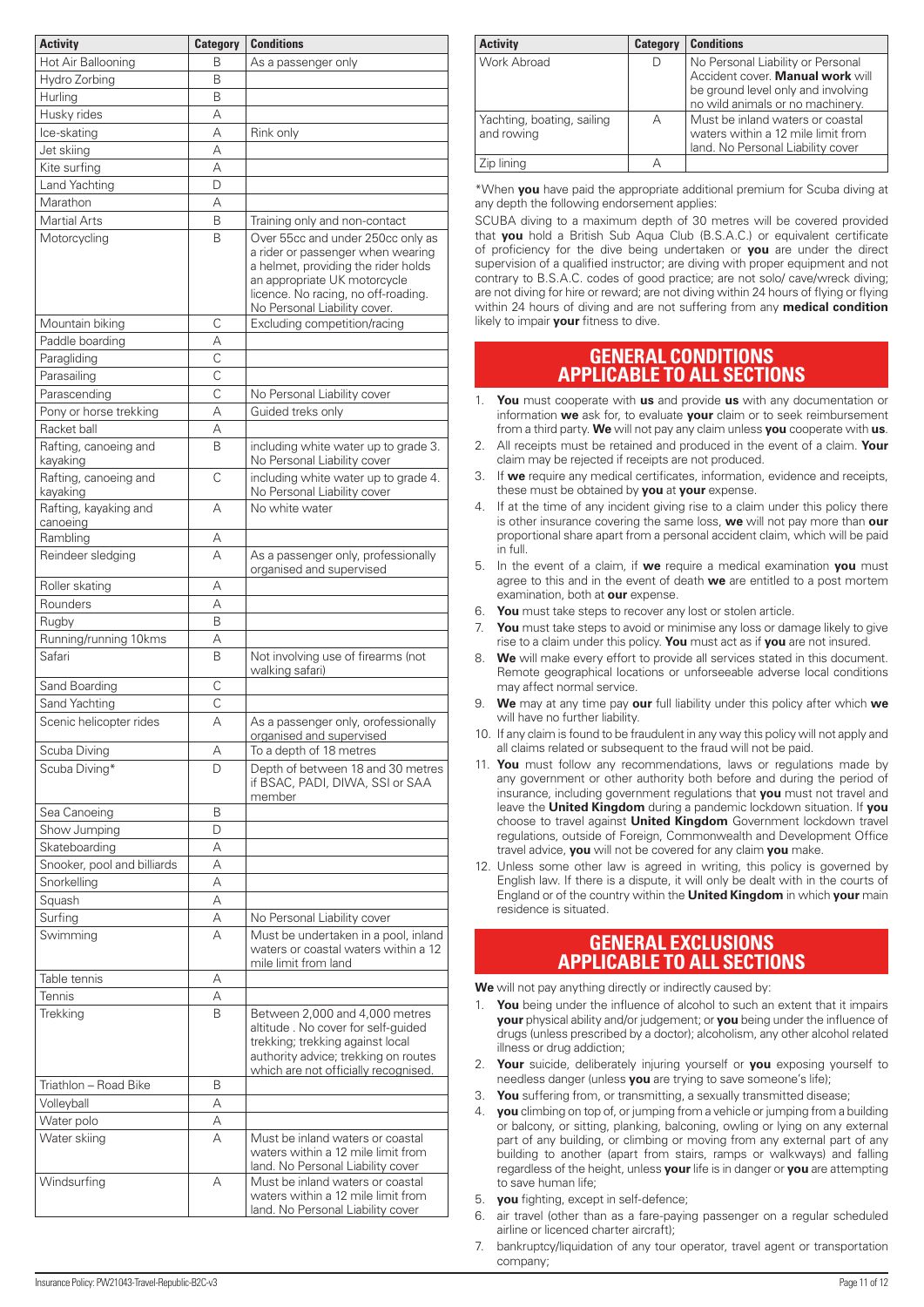| Activity | Category | Conditions |
|---|---|---|
| Hot Air Ballooning | B | As a passenger only |
| Hydro Zorbing | B | |
| Hurling | B | |
| Husky rides | A | |
| Ice-skating | A | Rink only |
| Jet skiing | A | |
| Kite surfing | A | |
| Land Yachting | D | |
| Marathon | A | |
| Martial Arts | B | Training only and non-contact |
| Motorcycling | B | Over 55cc and under 250cc only as a rider or passenger when wearing a helmet, providing the rider holds an appropriate UK motorcycle licence. No racing, no off-roading. No Personal Liability cover. |
| Mountain biking | C | Excluding competition/racing |
| Paddle boarding | A | |
| Paragliding | C | |
| Parasailing | C | |
| Parascending | C | No Personal Liability cover |
| Pony or horse trekking | A | Guided treks only |
| Racket ball | A | |
| Rafting, canoeing and kayaking | B | including white water up to grade 3. No Personal Liability cover |
| Rafting, canoeing and kayaking | C | including white water up to grade 4. No Personal Liability cover |
| Rafting, kayaking and canoeing | A | No white water |
| Rambling | A | |
| Reindeer sledging | A | As a passenger only, professionally organised and supervised |
| Roller skating | A | |
| Rounders | A | |
| Rugby | B | |
| Running/running 10kms | A | |
| Safari | B | Not involving use of firearms (not walking safari) |
| Sand Boarding | C | |
| Sand Yachting | C | |
| Scenic helicopter rides | A | As a passenger only, orofessionally organised and supervised |
| Scuba Diving | A | To a depth of 18 metres |
| Scuba Diving* | D | Depth of between 18 and 30 metres if BSAC, PADI, DIWA, SSI or SAA member |
| Sea Canoeing | B | |
| Show Jumping | D | |
| Skateboarding | A | |
| Snooker, pool and billiards | A | |
| Snorkelling | A | |
| Squash | A | |
| Surfing | A | No Personal Liability cover |
| Swimming | A | Must be undertaken in a pool, inland waters or coastal waters within a 12 mile limit from land |
| Table tennis | A | |
| Tennis | A | |
| Trekking | B | Between 2,000 and 4,000 metres altitude . No cover for self-guided trekking; trekking against local authority advice; trekking on routes which are not officially recognised. |
| Triathlon – Road Bike | B | |
| Volleyball | A | |
| Water polo | A | |
| Water skiing | A | Must be inland waters or coastal waters within a 12 mile limit from land. No Personal Liability cover |
| Windsurfing | A | Must be inland waters or coastal waters within a 12 mile limit from land. No Personal Liability cover |
| Work Abroad | D | No Personal Liability or Personal Accident cover. **Manual work** will be ground level only and involving no wild animals or no machinery. |
| Yachting, boating, sailing and rowing | A | Must be inland waters or coastal waters within a 12 mile limit from land. No Personal Liability cover |
| Zip lining | A | |

*When **you** have paid the appropriate additional premium for Scuba diving at any depth the following endorsement applies:

SCUBA diving to a maximum depth of 30 metres will be covered provided that **you** hold a British Sub Aqua Club (B.S.A.C.) or equivalent certificate of proficiency for the dive being undertaken or **you** are under the direct supervision of a qualified instructor; are diving with proper equipment and not contrary to B.S.A.C. codes of good practice; are not solo/ cave/wreck diving; are not diving for hire or reward; are not diving within 24 hours of flying or flying within 24 hours of diving and are not suffering from any **medical condition** likely to impair **your** fitness to dive.

## GENERAL CONDITIONS APPLICABLE TO ALL SECTIONS

1. **You** must cooperate with **us** and provide **us** with any documentation or information **we** ask for, to evaluate **your** claim or to seek reimbursement from a third party. **We** will not pay any claim unless **you** cooperate with **us**.
2. All receipts must be retained and produced in the event of a claim. **Your** claim may be rejected if receipts are not produced.
3. If **we** require any medical certificates, information, evidence and receipts, these must be obtained by **you** at **your** expense.
4. If at the time of any incident giving rise to a claim under this policy there is other insurance covering the same loss, **we** will not pay more than **our** proportional share apart from a personal accident claim, which will be paid in full.
5. In the event of a claim, if **we** require a medical examination **you** must agree to this and in the event of death **we** are entitled to a post mortem examination, both at **our** expense.
6. **You** must take steps to recover any lost or stolen article.
7. **You** must take steps to avoid or minimise any loss or damage likely to give rise to a claim under this policy. **You** must act as if **you** are not insured.
8. **We** will make every effort to provide all services stated in this document. Remote geographical locations or unforseeable adverse local conditions may affect normal service.
9. **We** may at any time pay **our** full liability under this policy after which **we** will have no further liability.
10. If any claim is found to be fraudulent in any way this policy will not apply and all claims related or subsequent to the fraud will not be paid.
11. **You** must follow any recommendations, laws or regulations made by any government or other authority both before and during the period of insurance, including government regulations that **you** must not travel and leave the **United Kingdom** during a pandemic lockdown situation. If **you** choose to travel against **United Kingdom** Government lockdown travel regulations, outside of Foreign, Commonwealth and Development Office travel advice, **you** will not be covered for any claim **you** make.
12. Unless some other law is agreed in writing, this policy is governed by English law. If there is a dispute, it will only be dealt with in the courts of England or of the country within the **United Kingdom** in which **your** main residence is situated.

## GENERAL EXCLUSIONS APPLICABLE TO ALL SECTIONS

**We** will not pay anything directly or indirectly caused by:

1. **You** being under the influence of alcohol to such an extent that it impairs **your** physical ability and/or judgement; or **you** being under the influence of drugs (unless prescribed by a doctor); alcoholism, any other alcohol related illness or drug addiction;
2. **Your** suicide, deliberately injuring yourself or **you** exposing yourself to needless danger (unless **you** are trying to save someone's life);
3. **You** suffering from, or transmitting, a sexually transmitted disease;
4. **you** climbing on top of, or jumping from a vehicle or jumping from a building or balcony, or sitting, planking, balconing, owling or lying on any external part of any building, or climbing or moving from any external part of any building to another (apart from stairs, ramps or walkways) and falling regardless of the height, unless **your** life is in danger or **you** are attempting to save human life;
5. **you** fighting, except in self-defence;
6. air travel (other than as a fare-paying passenger on a regular scheduled airline or licenced charter aircraft);
7. bankruptcy/liquidation of any tour operator, travel agent or transportation company;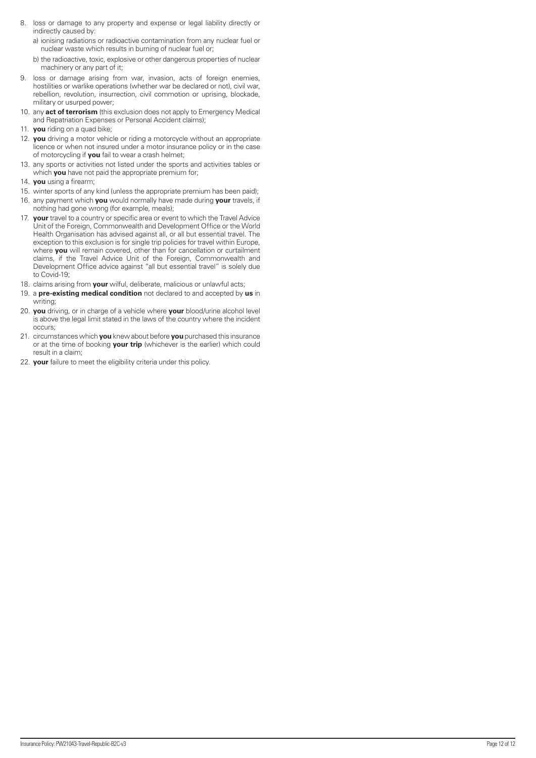8. loss or damage to any property and expense or legal liability directly or indirectly caused by:
   a) ionising radiations or radioactive contamination from any nuclear fuel or nuclear waste which results in burning of nuclear fuel or;
   b) the radioactive, toxic, explosive or other dangerous properties of nuclear machinery or any part of it;
9. loss or damage arising from war, invasion, acts of foreign enemies, hostilities or warlike operations (whether war be declared or not), civil war, rebellion, revolution, insurrection, civil commotion or uprising, blockade, military or usurped power;
10. any **act of terrorism** (this exclusion does not apply to Emergency Medical and Repatriation Expenses or Personal Accident claims);
11. **you** riding on a quad bike;
12. **you** driving a motor vehicle or riding a motorcycle without an appropriate licence or when not insured under a motor insurance policy or in the case of motorcycling if **you** fail to wear a crash helmet;
13. any sports or activities not listed under the sports and activities tables or which **you** have not paid the appropriate premium for;
14. **you** using a firearm;
15. winter sports of any kind (unless the appropriate premium has been paid);
16. any payment which **you** would normally have made during **your** travels, if nothing had gone wrong (for example, meals);
17. **your** travel to a country or specific area or event to which the Travel Advice Unit of the Foreign, Commonwealth and Development Office or the World Health Organisation has advised against all, or all but essential travel. The exception to this exclusion is for single trip policies for travel within Europe, where **you** will remain covered, other than for cancellation or curtailment claims, if the Travel Advice Unit of the Foreign, Commonwealth and Development Office advice against "all but essential travel" is solely due to Covid-19;
18. claims arising from **your** wilful, deliberate, malicious or unlawful acts;
19. a **pre-existing medical condition** not declared to and accepted by **us** in writing;
20. **you** driving, or in charge of a vehicle where **your** blood/urine alcohol level is above the legal limit stated in the laws of the country where the incident occurs;
21. circumstances which **you** knew about before **you** purchased this insurance or at the time of booking **your trip** (whichever is the earlier) which could result in a claim;
22. **your** failure to meet the eligibility criteria under this policy.